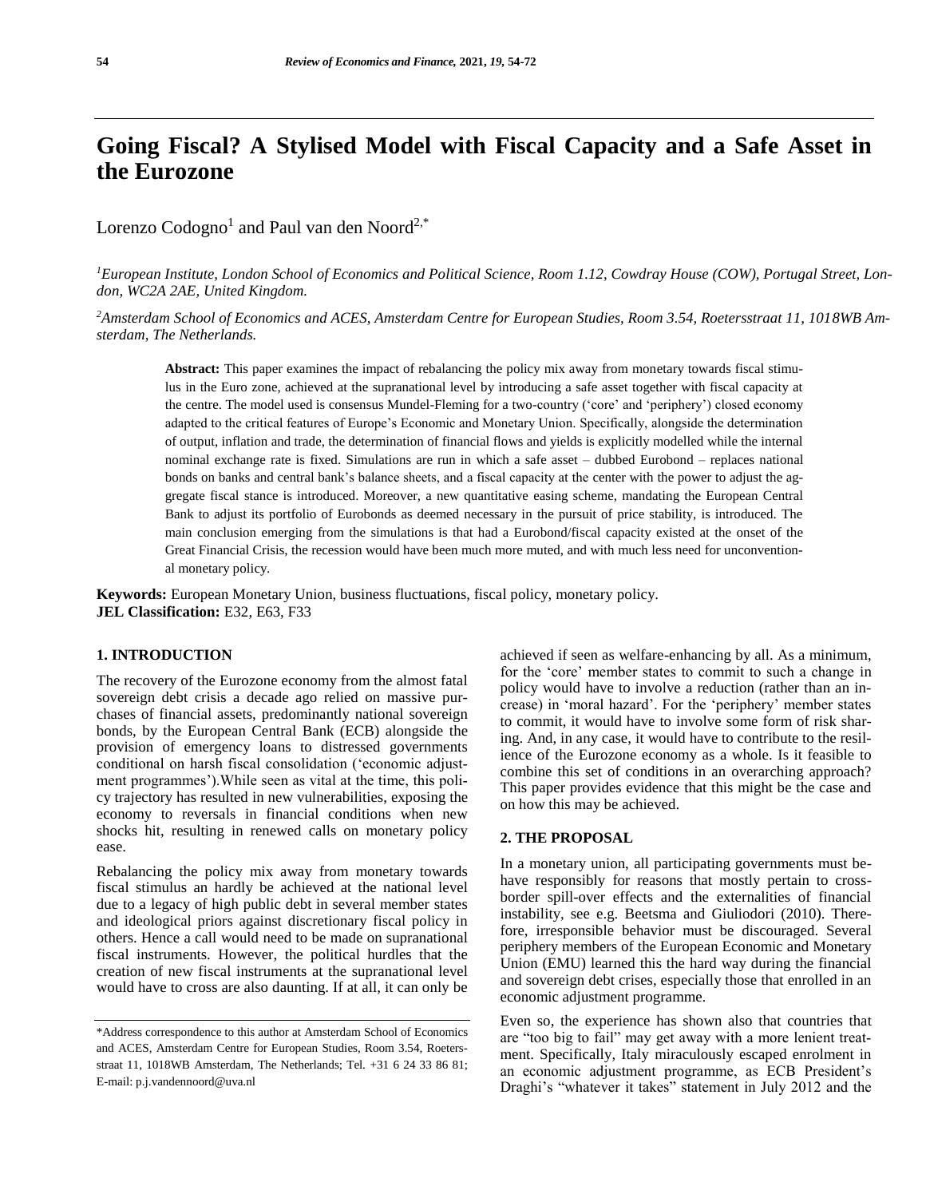# Going Fiscal? A Stylised Model with Fiscal Capacity and a Safe Asset in the Eurozone

Lorenzo Codogno[1] and Paul van den Noord[2,*]

[1]*European Institute, London School of Economics and Political Science, Room 1.12, Cowdray House (COW), Portugal Street, London, WC2A 2AE, United Kingdom.*

[2]*Amsterdam School of Economics and ACES, Amsterdam Centre for European Studies, Room 3.54, Roetersstraat 11, 1018WB Amsterdam, The Netherlands.*

**Abstract:** This paper examines the impact of rebalancing the policy mix away from monetary towards fiscal stimulus in the Euro zone, achieved at the supranational level by introducing a safe asset together with fiscal capacity at the centre. The model used is consensus Mundel-Fleming for a two-country ('core' and 'periphery') closed economy adapted to the critical features of Europe's Economic and Monetary Union. Specifically, alongside the determination of output, inflation and trade, the determination of financial flows and yields is explicitly modelled while the internal nominal exchange rate is fixed. Simulations are run in which a safe asset – dubbed Eurobond – replaces national bonds on banks and central bank's balance sheets, and a fiscal capacity at the center with the power to adjust the aggregate fiscal stance is introduced. Moreover, a new quantitative easing scheme, mandating the European Central Bank to adjust its portfolio of Eurobonds as deemed necessary in the pursuit of price stability, is introduced. The main conclusion emerging from the simulations is that had a Eurobond/fiscal capacity existed at the onset of the Great Financial Crisis, the recession would have been much more muted, and with much less need for unconventional monetary policy.

**Keywords:** European Monetary Union, business fluctuations, fiscal policy, monetary policy.
**JEL Classification:** E32, E63, F33

## 1. INTRODUCTION

The recovery of the Eurozone economy from the almost fatal sovereign debt crisis a decade ago relied on massive purchases of financial assets, predominantly national sovereign bonds, by the European Central Bank (ECB) alongside the provision of emergency loans to distressed governments conditional on harsh fiscal consolidation ('economic adjustment programmes').While seen as vital at the time, this policy trajectory has resulted in new vulnerabilities, exposing the economy to reversals in financial conditions when new shocks hit, resulting in renewed calls on monetary policy ease.

Rebalancing the policy mix away from monetary towards fiscal stimulus an hardly be achieved at the national level due to a legacy of high public debt in several member states and ideological priors against discretionary fiscal policy in others. Hence a call would need to be made on supranational fiscal instruments. However, the political hurdles that the creation of new fiscal instruments at the supranational level would have to cross are also daunting. If at all, it can only be achieved if seen as welfare-enhancing by all. As a minimum, for the 'core' member states to commit to such a change in policy would have to involve a reduction (rather than an increase) in 'moral hazard'. For the 'periphery' member states to commit, it would have to involve some form of risk sharing. And, in any case, it would have to contribute to the resilience of the Eurozone economy as a whole. Is it feasible to combine this set of conditions in an overarching approach? This paper provides evidence that this might be the case and on how this may be achieved.

## 2. THE PROPOSAL

In a monetary union, all participating governments must behave responsibly for reasons that mostly pertain to cross-border spill-over effects and the externalities of financial instability, see e.g. Beetsma and Giuliodori (2010). Therefore, irresponsible behavior must be discouraged. Several periphery members of the European Economic and Monetary Union (EMU) learned this the hard way during the financial and sovereign debt crises, especially those that enrolled in an economic adjustment programme.

Even so, the experience has shown also that countries that are "too big to fail" may get away with a more lenient treatment. Specifically, Italy miraculously escaped enrolment in an economic adjustment programme, as ECB President's Draghi's "whatever it takes" statement in July 2012 and the

\*Address correspondence to this author at Amsterdam School of Economics and ACES, Amsterdam Centre for European Studies, Room 3.54, Roetersstraat 11, 1018WB Amsterdam, The Netherlands; Tel. +31 6 24 33 86 81; E-mail: p.j.vandennoord@uva.nl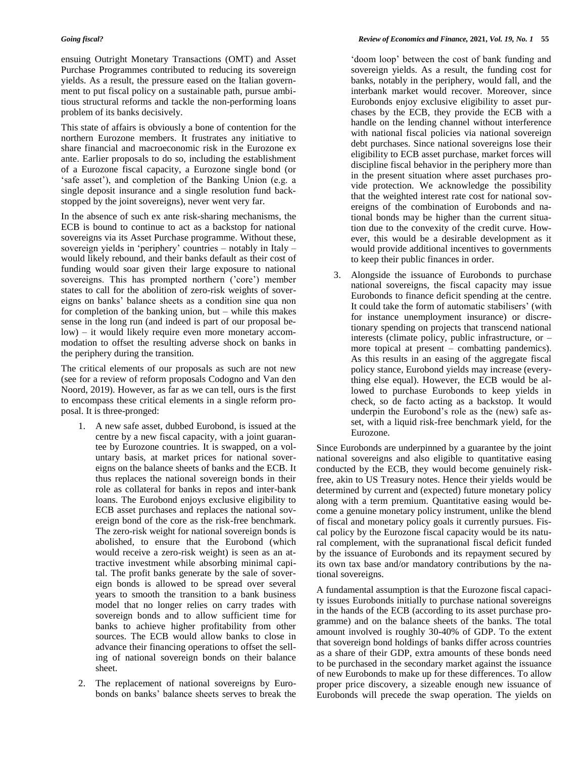ensuing Outright Monetary Transactions (OMT) and Asset Purchase Programmes contributed to reducing its sovereign yields. As a result, the pressure eased on the Italian government to put fiscal policy on a sustainable path, pursue ambitious structural reforms and tackle the non-performing loans problem of its banks decisively.

This state of affairs is obviously a bone of contention for the northern Eurozone members. It frustrates any initiative to share financial and macroeconomic risk in the Eurozone ex ante. Earlier proposals to do so, including the establishment of a Eurozone fiscal capacity, a Eurozone single bond (or 'safe asset'), and completion of the Banking Union (e.g. a single deposit insurance and a single resolution fund backstopped by the joint sovereigns), never went very far.

In the absence of such ex ante risk-sharing mechanisms, the ECB is bound to continue to act as a backstop for national sovereigns via its Asset Purchase programme. Without these, sovereign yields in 'periphery' countries – notably in Italy – would likely rebound, and their banks default as their cost of funding would soar given their large exposure to national sovereigns. This has prompted northern ('core') member states to call for the abolition of zero-risk weights of sovereigns on banks' balance sheets as a condition sine qua non for completion of the banking union, but – while this makes sense in the long run (and indeed is part of our proposal below) – it would likely require even more monetary accommodation to offset the resulting adverse shock on banks in the periphery during the transition.

The critical elements of our proposals as such are not new (see for a review of reform proposals Codogno and Van den Noord, 2019). However, as far as we can tell, ours is the first to encompass these critical elements in a single reform proposal. It is three-pronged:

1. A new safe asset, dubbed Eurobond, is issued at the centre by a new fiscal capacity, with a joint guarantee by Eurozone countries. It is swapped, on a voluntary basis, at market prices for national sovereigns on the balance sheets of banks and the ECB. It thus replaces the national sovereign bonds in their role as collateral for banks in repos and inter-bank loans. The Eurobond enjoys exclusive eligibility to ECB asset purchases and replaces the national sovereign bond of the core as the risk-free benchmark. The zero-risk weight for national sovereign bonds is abolished, to ensure that the Eurobond (which would receive a zero-risk weight) is seen as an attractive investment while absorbing minimal capital. The profit banks generate by the sale of sovereign bonds is allowed to be spread over several years to smooth the transition to a bank business model that no longer relies on carry trades with sovereign bonds and to allow sufficient time for banks to achieve higher profitability from other sources. The ECB would allow banks to close in advance their financing operations to offset the selling of national sovereign bonds on their balance sheet.
2. The replacement of national sovereigns by Eurobonds on banks' balance sheets serves to break the 'doom loop' between the cost of bank funding and sovereign yields. As a result, the funding cost for banks, notably in the periphery, would fall, and the interbank market would recover. Moreover, since Eurobonds enjoy exclusive eligibility to asset purchases by the ECB, they provide the ECB with a handle on the lending channel without interference with national fiscal policies via national sovereign debt purchases. Since national sovereigns lose their eligibility to ECB asset purchase, market forces will discipline fiscal behavior in the periphery more than in the present situation where asset purchases provide protection. We acknowledge the possibility that the weighted interest rate cost for national sovereigns of the combination of Eurobonds and national bonds may be higher than the current situation due to the convexity of the credit curve. However, this would be a desirable development as it would provide additional incentives to governments to keep their public finances in order.
3. Alongside the issuance of Eurobonds to purchase national sovereigns, the fiscal capacity may issue Eurobonds to finance deficit spending at the centre. It could take the form of automatic stabilisers' (with for instance unemployment insurance) or discretionary spending on projects that transcend national interests (climate policy, public infrastructure, or – more topical at present – combatting pandemics). As this results in an easing of the aggregate fiscal policy stance, Eurobond yields may increase (everything else equal). However, the ECB would be allowed to purchase Eurobonds to keep yields in check, so de facto acting as a backstop. It would underpin the Eurobond's role as the (new) safe asset, with a liquid risk-free benchmark yield, for the Eurozone.

Since Eurobonds are underpinned by a guarantee by the joint national sovereigns and also eligible to quantitative easing conducted by the ECB, they would become genuinely risk-free, akin to US Treasury notes. Hence their yields would be determined by current and (expected) future monetary policy along with a term premium. Quantitative easing would become a genuine monetary policy instrument, unlike the blend of fiscal and monetary policy goals it currently pursues. Fiscal policy by the Eurozone fiscal capacity would be its natural complement, with the supranational fiscal deficit funded by the issuance of Eurobonds and its repayment secured by its own tax base and/or mandatory contributions by the national sovereigns.

A fundamental assumption is that the Eurozone fiscal capacity issues Eurobonds initially to purchase national sovereigns in the hands of the ECB (according to its asset purchase programme) and on the balance sheets of the banks. The total amount involved is roughly 30-40% of GDP. To the extent that sovereign bond holdings of banks differ across countries as a share of their GDP, extra amounts of these bonds need to be purchased in the secondary market against the issuance of new Eurobonds to make up for these differences. To allow proper price discovery, a sizeable enough new issuance of Eurobonds will precede the swap operation. The yields on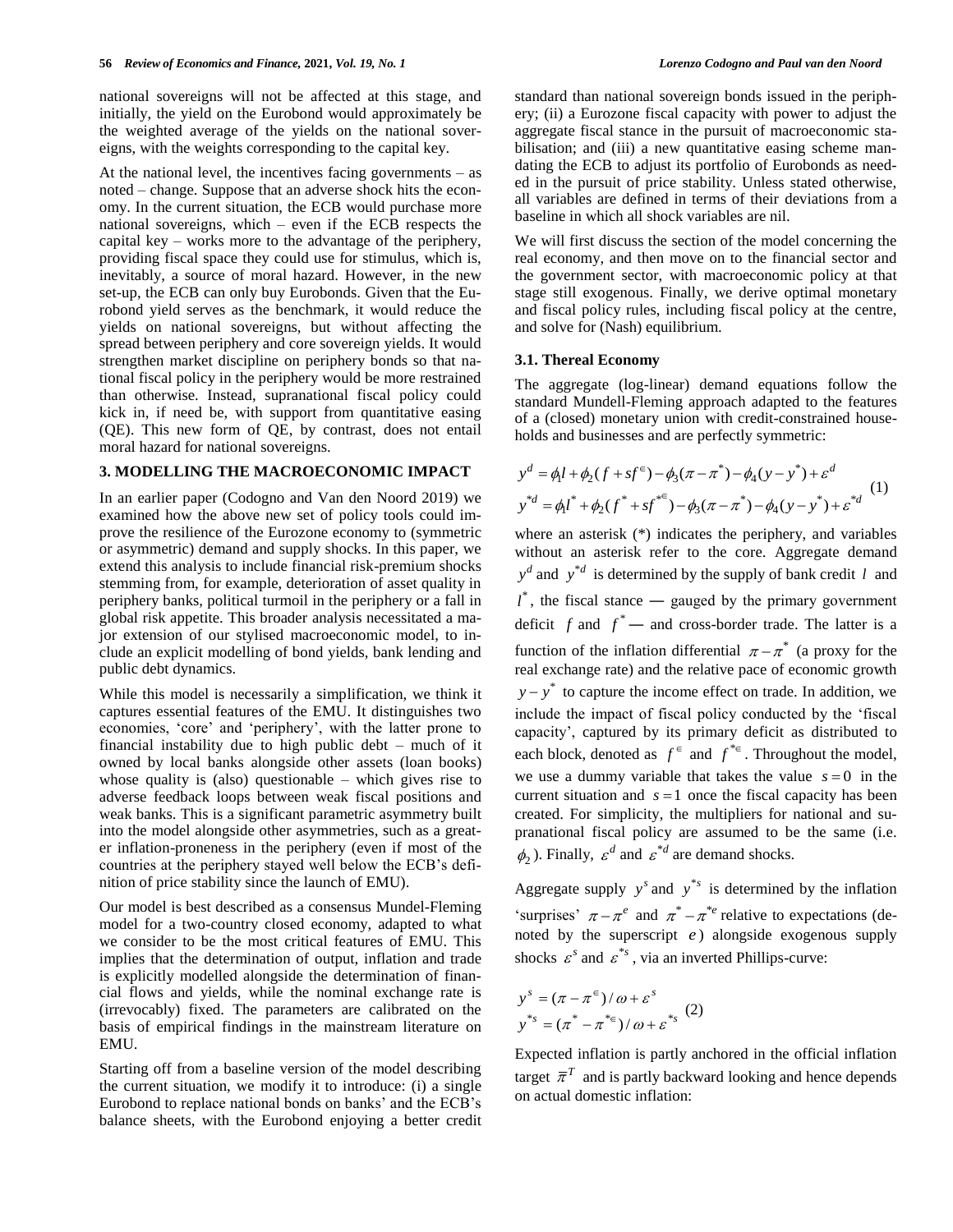national sovereigns will not be affected at this stage, and initially, the yield on the Eurobond would approximately be the weighted average of the yields on the national sovereigns, with the weights corresponding to the capital key.

At the national level, the incentives facing governments – as noted – change. Suppose that an adverse shock hits the economy. In the current situation, the ECB would purchase more national sovereigns, which – even if the ECB respects the capital key – works more to the advantage of the periphery, providing fiscal space they could use for stimulus, which is, inevitably, a source of moral hazard. However, in the new set-up, the ECB can only buy Eurobonds. Given that the Eurobond yield serves as the benchmark, it would reduce the yields on national sovereigns, but without affecting the spread between periphery and core sovereign yields. It would strengthen market discipline on periphery bonds so that national fiscal policy in the periphery would be more restrained than otherwise. Instead, supranational fiscal policy could kick in, if need be, with support from quantitative easing (QE). This new form of QE, by contrast, does not entail moral hazard for national sovereigns.

## 3. MODELLING THE MACROECONOMIC IMPACT

In an earlier paper (Codogno and Van den Noord 2019) we examined how the above new set of policy tools could improve the resilience of the Eurozone economy to (symmetric or asymmetric) demand and supply shocks. In this paper, we extend this analysis to include financial risk-premium shocks stemming from, for example, deterioration of asset quality in periphery banks, political turmoil in the periphery or a fall in global risk appetite. This broader analysis necessitated a major extension of our stylised macroeconomic model, to include an explicit modelling of bond yields, bank lending and public debt dynamics.

While this model is necessarily a simplification, we think it captures essential features of the EMU. It distinguishes two economies, 'core' and 'periphery', with the latter prone to financial instability due to high public debt – much of it owned by local banks alongside other assets (loan books) whose quality is (also) questionable – which gives rise to adverse feedback loops between weak fiscal positions and weak banks. This is a significant parametric asymmetry built into the model alongside other asymmetries, such as a greater inflation-proneness in the periphery (even if most of the countries at the periphery stayed well below the ECB's definition of price stability since the launch of EMU).

Our model is best described as a consensus Mundel-Fleming model for a two-country closed economy, adapted to what we consider to be the most critical features of EMU. This implies that the determination of output, inflation and trade is explicitly modelled alongside the determination of financial flows and yields, while the nominal exchange rate is (irrevocably) fixed. The parameters are calibrated on the basis of empirical findings in the mainstream literature on EMU.

Starting off from a baseline version of the model describing the current situation, we modify it to introduce: (i) a single Eurobond to replace national bonds on banks' and the ECB's balance sheets, with the Eurobond enjoying a better credit standard than national sovereign bonds issued in the periphery; (ii) a Eurozone fiscal capacity with power to adjust the aggregate fiscal stance in the pursuit of macroeconomic stabilisation; and (iii) a new quantitative easing scheme mandating the ECB to adjust its portfolio of Eurobonds as needed in the pursuit of price stability. Unless stated otherwise, all variables are defined in terms of their deviations from a baseline in which all shock variables are nil.

We will first discuss the section of the model concerning the real economy, and then move on to the financial sector and the government sector, with macroeconomic policy at that stage still exogenous. Finally, we derive optimal monetary and fiscal policy rules, including fiscal policy at the centre, and solve for (Nash) equilibrium.

### 3.1. Thereal Economy

The aggregate (log-linear) demand equations follow the standard Mundell-Fleming approach adapted to the features of a (closed) monetary union with credit-constrained households and businesses and are perfectly symmetric:

$$
\begin{aligned}
y^d &= \phi_1 l + \phi_2 (f + s f^{\in}) - \phi_3 (\pi - \pi^*) - \phi_4 (y - y^*) + \varepsilon^d \\
y^{*d} &= \phi_1 l^* + \phi_2 (f^* + s f^{*\in}) - \phi_3 (\pi - \pi^*) - \phi_4 (y - y^*) + \varepsilon^{*d}
\end{aligned}
\quad (1)
$$

where an asterisk (*) indicates the periphery, and variables without an asterisk refer to the core. Aggregate demand $y^d$ and $y^{*d}$ is determined by the supply of bank credit $l$ and $l^*$, the fiscal stance — gauged by the primary government deficit $f$ and $f^*$ — and cross-border trade. The latter is a function of the inflation differential $\pi - \pi^*$ (a proxy for the real exchange rate) and the relative pace of economic growth $y - y^*$ to capture the income effect on trade. In addition, we include the impact of fiscal policy conducted by the 'fiscal capacity', captured by its primary deficit as distributed to each block, denoted as $f^{\in}$ and $f^{*\in}$. Throughout the model, we use a dummy variable that takes the value $s = 0$ in the current situation and $s = 1$ once the fiscal capacity has been created. For simplicity, the multipliers for national and supranational fiscal policy are assumed to be the same (i.e. $\phi_2$). Finally, $\varepsilon^d$ and $\varepsilon^{*d}$ are demand shocks.

Aggregate supply $y^s$ and $y^{*s}$ is determined by the inflation 'surprises' $\pi - \pi^e$ and $\pi^* - \pi^{*e}$ relative to expectations (denoted by the superscript $e$) alongside exogenous supply shocks $\varepsilon^s$ and $\varepsilon^{*s}$, via an inverted Phillips-curve:

$$
\begin{aligned}
y^s &= (\pi - \pi^{\in}) / \omega + \varepsilon^s \\
y^{*s} &= (\pi^* - \pi^{*\in}) / \omega + \varepsilon^{*s}
\end{aligned}
\quad (2)
$$

Expected inflation is partly anchored in the official inflation target $\bar{\pi}^T$ and is partly backward looking and hence depends on actual domestic inflation: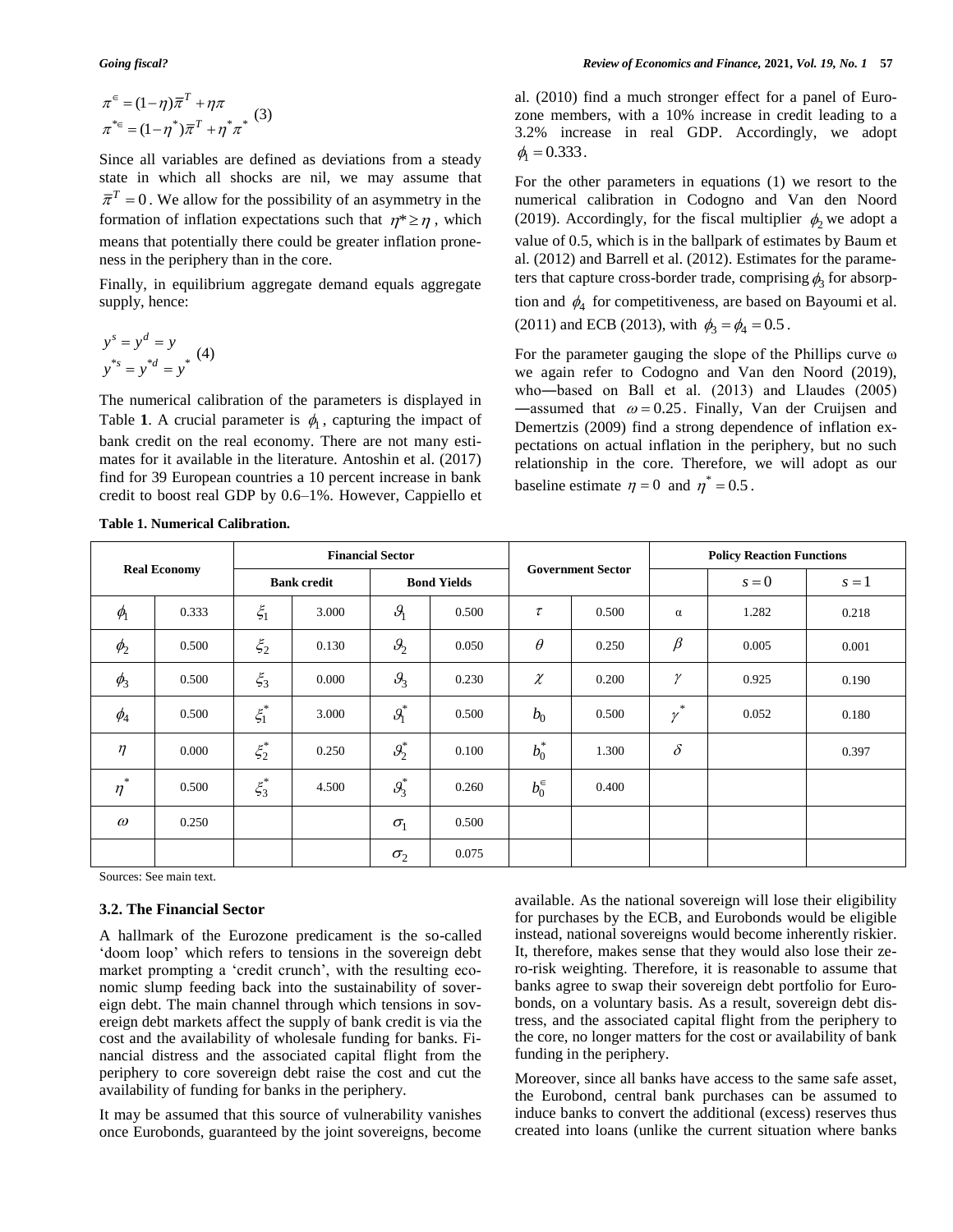$$\pi^{\in} = (1-\eta)\bar{\pi}^{T} + \eta\pi$$
$$\pi^{*\in} = (1-\eta^{*})\bar{\pi}^{T} + \eta^{*}\pi^{*} \quad (3)$$

Since all variables are defined as deviations from a steady state in which all shocks are nil, we may assume that $\bar{\pi}^{T} = 0$. We allow for the possibility of an asymmetry in the formation of inflation expectations such that $\eta^* \geq \eta$, which means that potentially there could be greater inflation proneness in the periphery than in the core.

Finally, in equilibrium aggregate demand equals aggregate supply, hence:

$$y^{s} = y^{d} = y$$
$$y^{*s} = y^{*d} = y^{*} \quad (4)$$

The numerical calibration of the parameters is displayed in Table **1**. A crucial parameter is $\phi_1$, capturing the impact of bank credit on the real economy. There are not many estimates for it available in the literature. Antoshin et al. (2017) find for 39 European countries a 10 percent increase in bank credit to boost real GDP by 0.6–1%. However, Cappiello et al. (2010) find a much stronger effect for a panel of Eurozone members, with a 10% increase in credit leading to a 3.2% increase in real GDP. Accordingly, we adopt $\phi_1 = 0.333$.

For the other parameters in equations (1) we resort to the numerical calibration in Codogno and Van den Noord (2019). Accordingly, for the fiscal multiplier $\phi_2$ we adopt a value of 0.5, which is in the ballpark of estimates by Baum et al. (2012) and Barrell et al. (2012). Estimates for the parameters that capture cross-border trade, comprising $\phi_3$ for absorption and $\phi_4$ for competitiveness, are based on Bayoumi et al. (2011) and ECB (2013), with $\phi_3 = \phi_4 = 0.5$.

For the parameter gauging the slope of the Phillips curve $\omega$ we again refer to Codogno and Van den Noord (2019), who—based on Ball et al. (2013) and Llaudes (2005) —assumed that $\omega = 0.25$. Finally, Van der Cruijsen and Demertzis (2009) find a strong dependence of inflation expectations on actual inflation in the periphery, but no such relationship in the core. Therefore, we will adopt as our baseline estimate $\eta = 0$ and $\eta^* = 0.5$.

**Table 1. Numerical Calibration.**

| Real Economy | | Financial Sector | | | | Government Sector | | Policy Reaction Functions | | |
|---|---|---|---|---|---|---|---|---|---|---|
| | | Bank credit | | Bond Yields | | | | | $s=0$ | $s=1$ |
| $\phi_1$ | 0.333 | $\xi_1$ | 3.000 | $\vartheta_1$ | 0.500 | $\tau$ | 0.500 | $\alpha$ | 1.282 | 0.218 |
| $\phi_2$ | 0.500 | $\xi_2$ | 0.130 | $\vartheta_2$ | 0.050 | $\theta$ | 0.250 | $\beta$ | 0.005 | 0.001 |
| $\phi_3$ | 0.500 | $\xi_3$ | 0.000 | $\vartheta_3$ | 0.230 | $\chi$ | 0.200 | $\gamma$ | 0.925 | 0.190 |
| $\phi_4$ | 0.500 | $\xi_1^*$ | 3.000 | $\vartheta_1^*$ | 0.500 | $b_0$ | 0.500 | $\gamma^*$ | 0.052 | 0.180 |
| $\eta$ | 0.000 | $\xi_2^*$ | 0.250 | $\vartheta_2^*$ | 0.100 | $b_0^*$ | 1.300 | $\delta$ | | 0.397 |
| $\eta^*$ | 0.500 | $\xi_3^*$ | 4.500 | $\vartheta_3^*$ | 0.260 | $b_0^{\in}$ | 0.400 | | | |
| $\omega$ | 0.250 | | | $\sigma_1$ | 0.500 | | | | | |
| | | | | $\sigma_2$ | 0.075 | | | | | |

Sources: See main text.

### 3.2. The Financial Sector

A hallmark of the Eurozone predicament is the so-called 'doom loop' which refers to tensions in the sovereign debt market prompting a 'credit crunch', with the resulting economic slump feeding back into the sustainability of sovereign debt. The main channel through which tensions in sovereign debt markets affect the supply of bank credit is via the cost and the availability of wholesale funding for banks. Financial distress and the associated capital flight from the periphery to core sovereign debt raise the cost and cut the availability of funding for banks in the periphery.

It may be assumed that this source of vulnerability vanishes once Eurobonds, guaranteed by the joint sovereigns, become available. As the national sovereign will lose their eligibility for purchases by the ECB, and Eurobonds would be eligible instead, national sovereigns would become inherently riskier. It, therefore, makes sense that they would also lose their zero-risk weighting. Therefore, it is reasonable to assume that banks agree to swap their sovereign debt portfolio for Eurobonds, on a voluntary basis. As a result, sovereign debt distress, and the associated capital flight from the periphery to the core, no longer matters for the cost or availability of bank funding in the periphery.

Moreover, since all banks have access to the same safe asset, the Eurobond, central bank purchases can be assumed to induce banks to convert the additional (excess) reserves thus created into loans (unlike the current situation where banks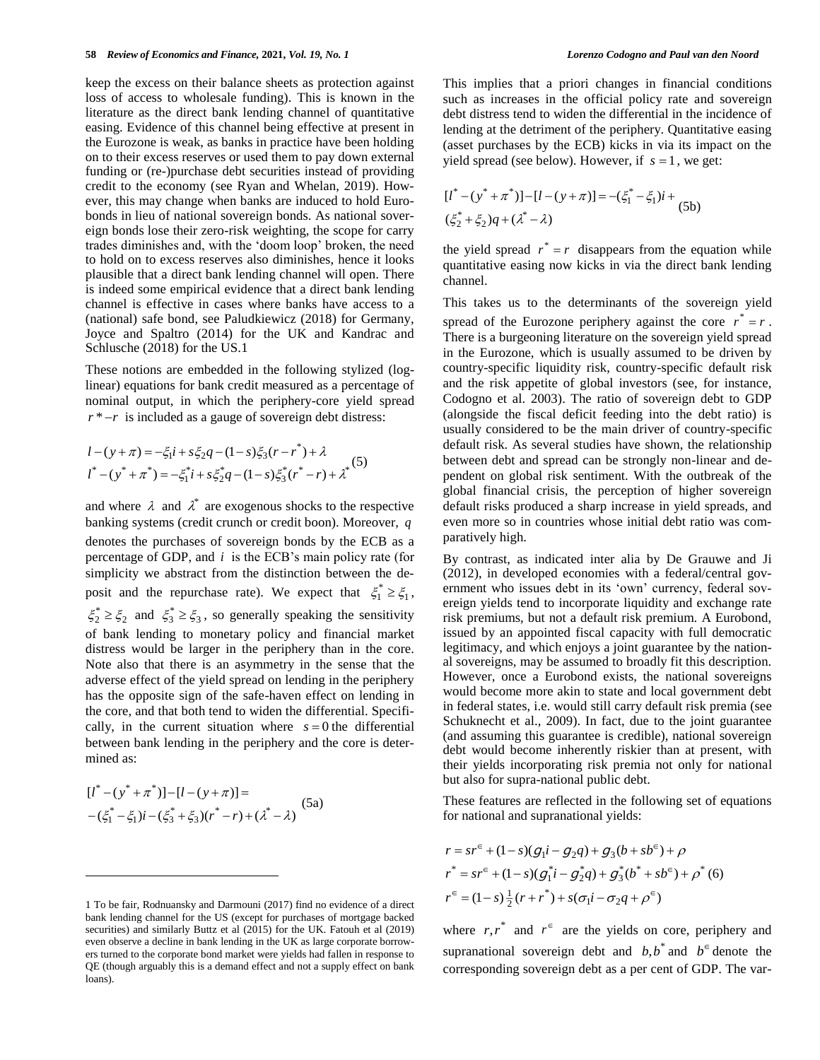keep the excess on their balance sheets as protection against loss of access to wholesale funding). This is known in the literature as the direct bank lending channel of quantitative easing. Evidence of this channel being effective at present in the Eurozone is weak, as banks in practice have been holding on to their excess reserves or used them to pay down external funding or (re-)purchase debt securities instead of providing credit to the economy (see Ryan and Whelan, 2019). However, this may change when banks are induced to hold Eurobonds in lieu of national sovereign bonds. As national sovereign bonds lose their zero-risk weighting, the scope for carry trades diminishes and, with the 'doom loop' broken, the need to hold on to excess reserves also diminishes, hence it looks plausible that a direct bank lending channel will open. There is indeed some empirical evidence that a direct bank lending channel is effective in cases where banks have access to a (national) safe bond, see Paludkiewicz (2018) for Germany, Joyce and Spaltro (2014) for the UK and Kandrac and Schlusche (2018) for the US.[1]

These notions are embedded in the following stylized (log-linear) equations for bank credit measured as a percentage of nominal output, in which the periphery-core yield spread $r^*-r$ is included as a gauge of sovereign debt distress:

$$
\begin{aligned}
l-(y+\pi) &= -\xi_1 i + s\xi_2 q - (1-s)\xi_3(r-r^*) + \lambda \\
l^*-(y^*+\pi^*) &= -\xi_1^* i + s\xi_2^* q - (1-s)\xi_3^*(r^*-r) + \lambda^*
\end{aligned} \quad (5)
$$

and where $\lambda$ and $\lambda^*$ are exogenous shocks to the respective banking systems (credit crunch or credit boon). Moreover, $q$ denotes the purchases of sovereign bonds by the ECB as a percentage of GDP, and $i$ is the ECB's main policy rate (for simplicity we abstract from the distinction between the deposit and the repurchase rate). We expect that $\xi_1^* \geq \xi_1$, $\xi_2^* \geq \xi_2$ and $\xi_3^* \geq \xi_3$, so generally speaking the sensitivity of bank lending to monetary policy and financial market distress would be larger in the periphery than in the core. Note also that there is an asymmetry in the sense that the adverse effect of the yield spread on lending in the periphery has the opposite sign of the safe-haven effect on lending in the core, and that both tend to widen the differential. Specifically, in the current situation where $s=0$ the differential between bank lending in the periphery and the core is determined as:

$$
\begin{aligned}
&[l^*-(y^*+\pi^*)]-[l-(y+\pi)] = \\
&-(\xi_1^*-\xi_1)i-(\xi_3^*+\xi_3)(r^*-r)+(\lambda^*-\lambda)
\end{aligned} \quad (5a)
$$

This implies that a priori changes in financial conditions such as increases in the official policy rate and sovereign debt distress tend to widen the differential in the incidence of lending at the detriment of the periphery. Quantitative easing (asset purchases by the ECB) kicks in via its impact on the yield spread (see below). However, if $s=1$, we get:

$$
\begin{aligned}
&[l^*-(y^*+\pi^*)]-[l-(y+\pi)] = -(\xi_1^*-\xi_1)i + \\
&(\xi_2^*+\xi_2)q+(\lambda^*-\lambda)
\end{aligned} \quad (5b)
$$

the yield spread $r^*=r$ disappears from the equation while quantitative easing now kicks in via the direct bank lending channel.

This takes us to the determinants of the sovereign yield spread of the Eurozone periphery against the core $r^*=r$. There is a burgeoning literature on the sovereign yield spread in the Eurozone, which is usually assumed to be driven by country-specific liquidity risk, country-specific default risk and the risk appetite of global investors (see, for instance, Codogno et al. 2003). The ratio of sovereign debt to GDP (alongside the fiscal deficit feeding into the debt ratio) is usually considered to be the main driver of country-specific default risk. As several studies have shown, the relationship between debt and spread can be strongly non-linear and dependent on global risk sentiment. With the outbreak of the global financial crisis, the perception of higher sovereign default risks produced a sharp increase in yield spreads, and even more so in countries whose initial debt ratio was comparatively high.

By contrast, as indicated inter alia by De Grauwe and Ji (2012), in developed economies with a federal/central government who issues debt in its 'own' currency, federal sovereign yields tend to incorporate liquidity and exchange rate risk premiums, but not a default risk premium. A Eurobond, issued by an appointed fiscal capacity with full democratic legitimacy, and which enjoys a joint guarantee by the national sovereigns, may be assumed to broadly fit this description. However, once a Eurobond exists, the national sovereigns would become more akin to state and local government debt in federal states, i.e. would still carry default risk premia (see Schuknecht et al., 2009). In fact, due to the joint guarantee (and assuming this guarantee is credible), national sovereign debt would become inherently riskier than at present, with their yields incorporating risk premia not only for national but also for supra-national public debt.

These features are reflected in the following set of equations for national and supranational yields:

$$
\begin{aligned}
r &= sr^{\epsilon} + (1-s)(g_1 i - g_2 q) + g_3(b + sb^{\epsilon}) + \rho \\
r^* &= sr^{\epsilon} + (1-s)(g_1^* i - g_2^* q) + g_3^*(b^* + sb^{\epsilon}) + \rho^* \\
r^{\epsilon} &= (1-s)\tfrac{1}{2}(r+r^*) + s(\sigma_1 i - \sigma_2 q + \rho^{\epsilon})
\end{aligned} \quad (6)
$$

where $r, r^*$ and $r^{\epsilon}$ are the yields on core, periphery and supranational sovereign debt and $b, b^*$ and $b^{\epsilon}$ denote the corresponding sovereign debt as a per cent of GDP. The var-

---

[1] To be fair, Rodnuansky and Darmouni (2017) find no evidence of a direct bank lending channel for the US (except for purchases of mortgage backed securities) and similarly Buttz et al (2015) for the UK. Fatouh et al (2019) even observe a decline in bank lending in the UK as large corporate borrowers turned to the corporate bond market were yields had fallen in response to QE (though arguably this is a demand effect and not a supply effect on bank loans).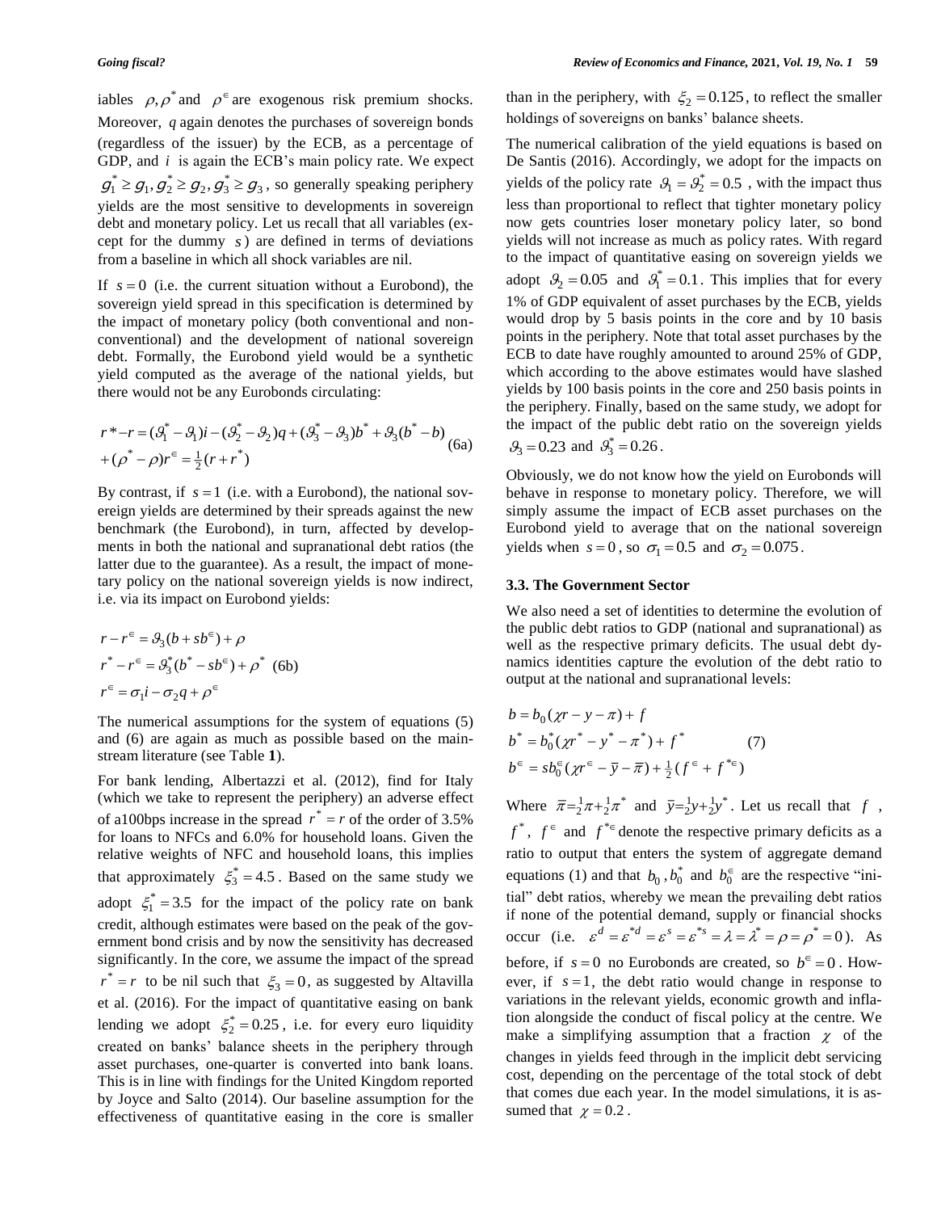iables $\rho, \rho^*$ and $\rho^{\in}$ are exogenous risk premium shocks. Moreover, $q$ again denotes the purchases of sovereign bonds (regardless of the issuer) by the ECB, as a percentage of GDP, and $i$ is again the ECB's main policy rate. We expect $\vartheta_1^* \geq \vartheta_1, \vartheta_2^* \geq \vartheta_2, \vartheta_3^* \geq \vartheta_3$, so generally speaking periphery yields are the most sensitive to developments in sovereign debt and monetary policy. Let us recall that all variables (except for the dummy $s$) are defined in terms of deviations from a baseline in which all shock variables are nil.

If $s = 0$ (i.e. the current situation without a Eurobond), the sovereign yield spread in this specification is determined by the impact of monetary policy (both conventional and non-conventional) and the development of national sovereign debt. Formally, the Eurobond yield would be a synthetic yield computed as the average of the national yields, but there would not be any Eurobonds circulating:

$$r^* - r = (\vartheta_1^* - \vartheta_1)i - (\vartheta_2^* - \vartheta_2)q + (\vartheta_3^* - \vartheta_3)b^* + \vartheta_3(b^* - b) + (\rho^* - \rho) r^{\in} = \tfrac{1}{2}(r + r^*) \tag{6a}$$

By contrast, if $s = 1$ (i.e. with a Eurobond), the national sovereign yields are determined by their spreads against the new benchmark (the Eurobond), in turn, affected by developments in both the national and supranational debt ratios (the latter due to the guarantee). As a result, the impact of monetary policy on the national sovereign yields is now indirect, i.e. via its impact on Eurobond yields:

$$\begin{aligned} r - r^{\in} &= \vartheta_3(b + sb^{\in}) + \rho \\ r^* - r^{\in} &= \vartheta_3^*(b^* - sb^{\in}) + \rho^* \\ r^{\in} &= \sigma_1 i - \sigma_2 q + \rho^{\in} \end{aligned} \tag{6b}$$

The numerical assumptions for the system of equations (5) and (6) are again as much as possible based on the mainstream literature (see Table **1**).

For bank lending, Albertazzi et al. (2012), find for Italy (which we take to represent the periphery) an adverse effect of a100bps increase in the spread $r^* = r$ of the order of 3.5% for loans to NFCs and 6.0% for household loans. Given the relative weights of NFC and household loans, this implies that approximately $\xi_3^* = 4.5$. Based on the same study we adopt $\xi_1^* = 3.5$ for the impact of the policy rate on bank credit, although estimates were based on the peak of the government bond crisis and by now the sensitivity has decreased significantly. In the core, we assume the impact of the spread $r^* = r$ to be nil such that $\xi_3 = 0$, as suggested by Altavilla et al. (2016). For the impact of quantitative easing on bank lending we adopt $\xi_2^* = 0.25$, i.e. for every euro liquidity created on banks' balance sheets in the periphery through asset purchases, one-quarter is converted into bank loans. This is in line with findings for the United Kingdom reported by Joyce and Salto (2014). Our baseline assumption for the effectiveness of quantitative easing in the core is smaller than in the periphery, with $\xi_2 = 0.125$, to reflect the smaller holdings of sovereigns on banks' balance sheets.

The numerical calibration of the yield equations is based on De Santis (2016). Accordingly, we adopt for the impacts on yields of the policy rate $\vartheta_1 = \vartheta_2^* = 0.5$, with the impact thus less than proportional to reflect that tighter monetary policy now gets countries loser monetary policy later, so bond yields will not increase as much as policy rates. With regard to the impact of quantitative easing on sovereign yields we adopt $\vartheta_2 = 0.05$ and $\vartheta_1^* = 0.1$. This implies that for every 1% of GDP equivalent of asset purchases by the ECB, yields would drop by 5 basis points in the core and by 10 basis points in the periphery. Note that total asset purchases by the ECB to date have roughly amounted to around 25% of GDP, which according to the above estimates would have slashed yields by 100 basis points in the core and 250 basis points in the periphery. Finally, based on the same study, we adopt for the impact of the public debt ratio on the sovereign yields $\vartheta_3 = 0.23$ and $\vartheta_3^* = 0.26$.

Obviously, we do not know how the yield on Eurobonds will behave in response to monetary policy. Therefore, we will simply assume the impact of ECB asset purchases on the Eurobond yield to average that on the national sovereign yields when $s = 0$, so $\sigma_1 = 0.5$ and $\sigma_2 = 0.075$.

### 3.3. The Government Sector

We also need a set of identities to determine the evolution of the public debt ratios to GDP (national and supranational) as well as the respective primary deficits. The usual debt dynamics identities capture the evolution of the debt ratio to output at the national and supranational levels:

$$\begin{aligned} b &= b_0(\chi r - y - \pi) + f \\ b^* &= b_0^*(\chi r^* - y^* - \pi^*) + f^* \\ b^{\in} &= sb_0^{\in}(\chi r^{\in} - \bar{y} - \bar{\pi}) + \tfrac{1}{2}(f^{\in} + f^{*\in}) \end{aligned} \tag{7}$$

Where $\bar{\pi} = \frac{1}{2}\pi + \frac{1}{2}\pi^*$ and $\bar{y} = \frac{1}{2}y + \frac{1}{2}y^*$. Let us recall that $f$, $f^*$, $f^{\in}$ and $f^{*\in}$ denote the respective primary deficits as a ratio to output that enters the system of aggregate demand equations (1) and that $b_0, b_0^*$ and $b_0^{\in}$ are the respective "initial" debt ratios, whereby we mean the prevailing debt ratios if none of the potential demand, supply or financial shocks occur (i.e. $\varepsilon^d = \varepsilon^{*d} = \varepsilon^s = \varepsilon^{*s} = \lambda = \lambda^* = \rho = \rho^* = 0$). As before, if $s = 0$ no Eurobonds are created, so $b^{\in} = 0$. However, if $s = 1$, the debt ratio would change in response to variations in the relevant yields, economic growth and inflation alongside the conduct of fiscal policy at the centre. We make a simplifying assumption that a fraction $\chi$ of the changes in yields feed through in the implicit debt servicing cost, depending on the percentage of the total stock of debt that comes due each year. In the model simulations, it is assumed that $\chi = 0.2$.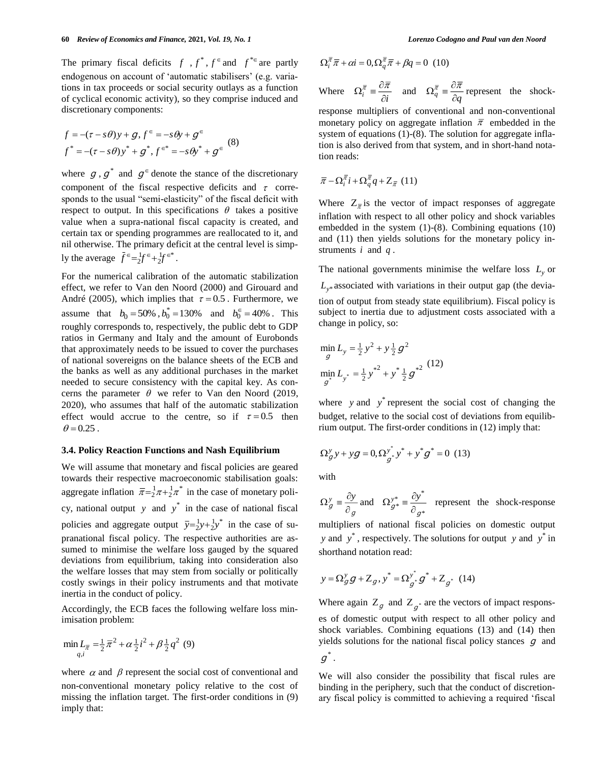The primary fiscal deficits $f$, $f^*$, $f^{\in}$ and $f^{*\in}$ are partly endogenous on account of 'automatic stabilisers' (e.g. variations in tax proceeds or social security outlays as a function of cyclical economic activity), so they comprise induced and discretionary components:

$$f = -(\tau - s\theta)y + g,\ f^{\in} = -s\theta y + g^{\in}$$
$$f^* = -(\tau - s\theta)y^* + g^*,\ f^{\in *} = -s\theta y^* + g^{\in} \quad (8)$$

where $g$, $g^*$ and $g^{\in}$ denote the stance of the discretionary component of the fiscal respective deficits and $\tau$ corresponds to the usual "semi-elasticity" of the fiscal deficit with respect to output. In this specifications $\theta$ takes a positive value when a supra-national fiscal capacity is created, and certain tax or spending programmes are reallocated to it, and nil otherwise. The primary deficit at the central level is simply the average $\bar{f}^{\in} = \frac{1}{2}f^{\in} + \frac{1}{2}f^{\in *}$.

For the numerical calibration of the automatic stabilization effect, we refer to Van den Noord (2000) and Girouard and André (2005), which implies that $\tau = 0.5$. Furthermore, we assume that $b_0 = 50\%$, $b_0^* = 130\%$ and $b_0^{\in} = 40\%$. This roughly corresponds to, respectively, the public debt to GDP ratios in Germany and Italy and the amount of Eurobonds that approximately needs to be issued to cover the purchases of national sovereigns on the balance sheets of the ECB and the banks as well as any additional purchases in the market needed to secure consistency with the capital key. As concerns the parameter $\theta$ we refer to Van den Noord (2019, 2020), who assumes that half of the automatic stabilization effect would accrue to the centre, so if $\tau = 0.5$ then $\theta = 0.25$.

### 3.4. Policy Reaction Functions and Nash Equilibrium

We will assume that monetary and fiscal policies are geared towards their respective macroeconomic stabilisation goals: aggregate inflation $\bar{\pi} = \frac{1}{2}\pi + \frac{1}{2}\pi^*$ in the case of monetary policy, national output $y$ and $y^*$ in the case of national fiscal policies and aggregate output $\bar{y} = \frac{1}{2}y + \frac{1}{2}y^*$ in the case of supranational fiscal policy. The respective authorities are assumed to minimise the welfare loss gauged by the squared deviations from equilibrium, taking into consideration also the welfare losses that may stem from socially or politically costly swings in their policy instruments and that motivate inertia in the conduct of policy.

Accordingly, the ECB faces the following welfare loss minimisation problem:

$$\min_{q,i} L_{\bar{\pi}} = \tfrac{1}{2}\bar{\pi}^2 + \alpha \tfrac{1}{2} i^2 + \beta \tfrac{1}{2} q^2 \quad (9)$$

where $\alpha$ and $\beta$ represent the social cost of conventional and non-conventional monetary policy relative to the cost of missing the inflation target. The first-order conditions in (9) imply that:

$$\Omega_i^{\bar{\pi}} \bar{\pi} + \alpha i = 0, \Omega_q^{\bar{\pi}} \bar{\pi} + \beta q = 0 \quad (10)$$

Where $\Omega_i^{\bar{\pi}} \equiv \frac{\partial \bar{\pi}}{\partial i}$ and $\Omega_q^{\bar{\pi}} \equiv \frac{\partial \bar{\pi}}{\partial q}$ represent the shock-response multipliers of conventional and non-conventional monetary policy on aggregate inflation $\bar{\pi}$ embedded in the system of equations (1)-(8). The solution for aggregate inflation is also derived from that system, and in short-hand notation reads:

$$\bar{\pi} - \Omega_i^{\bar{\pi}} i + \Omega_q^{\bar{\pi}} q + Z_{\bar{\pi}} \quad (11)$$

Where $Z_{\bar{\pi}}$ is the vector of impact responses of aggregate inflation with respect to all other policy and shock variables embedded in the system (1)-(8). Combining equations (10) and (11) then yields solutions for the monetary policy instruments $i$ and $q$.

The national governments minimise the welfare loss $L_y$ or $L_{y^*}$ associated with variations in their output gap (the deviation of output from steady state equilibrium). Fiscal policy is subject to inertia due to adjustment costs associated with a change in policy, so:

$$\min_{g} L_y = \tfrac{1}{2} y^2 + y \tfrac{1}{2} g^2$$
$$\min_{g^*} L_{y^*} = \tfrac{1}{2} y^{*2} + y^* \tfrac{1}{2} g^{*2} \quad (12)$$

where $y$ and $y^*$ represent the social cost of changing the budget, relative to the social cost of deviations from equilibrium output. The first-order conditions in (12) imply that:

$$\Omega_g^y y + y g = 0, \Omega_{g^*}^{y^*} y^* + y^* g^* = 0 \quad (13)$$

with

$\Omega_g^y \equiv \frac{\partial y}{\partial g}$ and $\Omega_{g^*}^{y^*} \equiv \frac{\partial y^*}{\partial g^*}$ represent the shock-response multipliers of national fiscal policies on domestic output $y$ and $y^*$, respectively. The solutions for output $y$ and $y^*$ in shorthand notation read:

$$y = \Omega_g^y g + Z_g, y^* = \Omega_{g^*}^{y^*} g^* + Z_{g^*} \quad (14)$$

Where again $Z_g$ and $Z_{g^*}$ are the vectors of impact responses of domestic output with respect to all other policy and shock variables. Combining equations (13) and (14) then yields solutions for the national fiscal policy stances $g$ and $g^*$.

We will also consider the possibility that fiscal rules are binding in the periphery, such that the conduct of discretionary fiscal policy is committed to achieving a required 'fiscal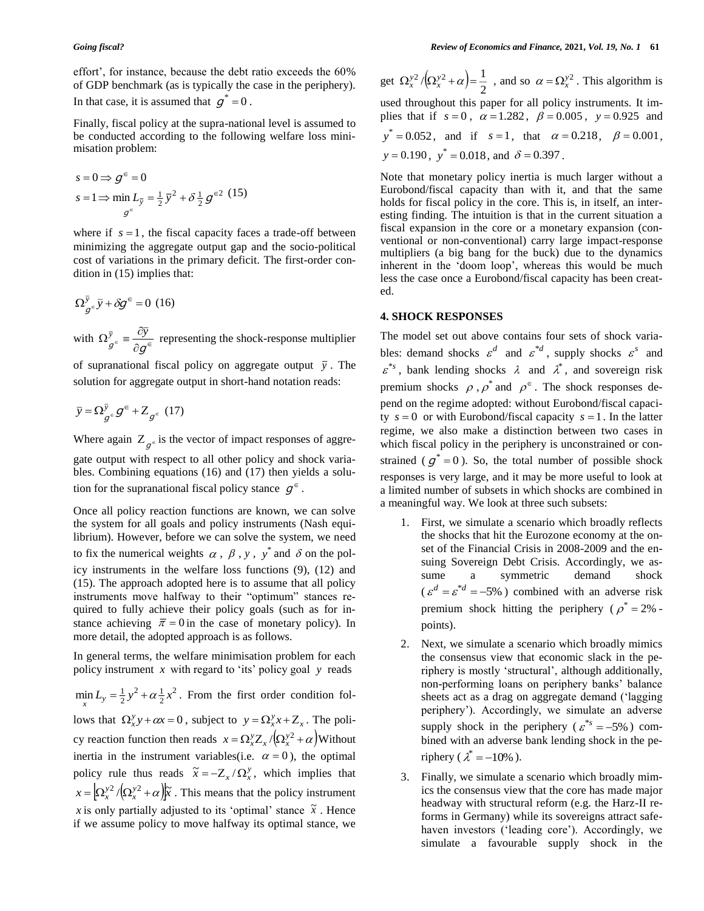effort', for instance, because the debt ratio exceeds the 60% of GDP benchmark (as is typically the case in the periphery). In that case, it is assumed that $g^* = 0$.

Finally, fiscal policy at the supra-national level is assumed to be conducted according to the following welfare loss minimisation problem:

$$s = 0 \Rightarrow g^{\in} = 0$$
$$s = 1 \Rightarrow \min_{g^{\in}} L_{\bar{y}} = \tfrac{1}{2}\bar{y}^2 + \delta \tfrac{1}{2} g^{\in 2} \quad (15)$$

where if $s = 1$, the fiscal capacity faces a trade-off between minimizing the aggregate output gap and the socio-political cost of variations in the primary deficit. The first-order condition in (15) implies that:

$$\Omega_{g^{\in}}^{\bar{y}} \bar{y} + \delta g^{\in} = 0 \quad (16)$$

with $\Omega_{g^{\in}}^{\bar{y}} \equiv \frac{\partial \bar{y}}{\partial g^{\in}}$ representing the shock-response multiplier of supranational fiscal policy on aggregate output $\bar{y}$. The solution for aggregate output in short-hand notation reads:

$$\bar{y} = \Omega_{g^{\in}}^{\bar{y}} g^{\in} + Z_{g^{\in}} \quad (17)$$

Where again $Z_{g^{\in}}$ is the vector of impact responses of aggregate output with respect to all other policy and shock variables. Combining equations (16) and (17) then yields a solution for the supranational fiscal policy stance $g^{\in}$.

Once all policy reaction functions are known, we can solve the system for all goals and policy instruments (Nash equilibrium). However, before we can solve the system, we need to fix the numerical weights $\alpha$, $\beta$, $y$, $y^*$ and $\delta$ on the policy instruments in the welfare loss functions (9), (12) and (15). The approach adopted here is to assume that all policy instruments move halfway to their "optimum" stances required to fully achieve their policy goals (such as for instance achieving $\bar{\pi} = 0$ in the case of monetary policy). In more detail, the adopted approach is as follows.

In general terms, the welfare minimisation problem for each policy instrument $x$ with regard to 'its' policy goal $y$ reads $\min_x L_y = \frac{1}{2}y^2 + \alpha \frac{1}{2}x^2$. From the first order condition follows that $\Omega_x^y y + \alpha x = 0$, subject to $y = \Omega_x^y x + Z_x$. The policy reaction function then reads $x = \Omega_x^y Z_x / \left(\Omega_x^{y2} + \alpha\right)$ Without inertia in the instrument variables(i.e. $\alpha = 0$), the optimal policy rule thus reads $\tilde{x} = -Z_x / \Omega_x^y$, which implies that $x = \left[\Omega_x^{y2} / \left(\Omega_x^{y2} + \alpha\right)\right]\tilde{x}$. This means that the policy instrument $x$ is only partially adjusted to its 'optimal' stance $\tilde{x}$. Hence if we assume policy to move halfway its optimal stance, we get $\Omega_x^{y2} / \left(\Omega_x^{y2} + \alpha\right) = \frac{1}{2}$, and so $\alpha = \Omega_x^{y2}$. This algorithm is used throughout this paper for all policy instruments. It implies that if $s = 0$, $\alpha = 1.282$, $\beta = 0.005$, $y = 0.925$ and $y^* = 0.052$, and if $s = 1$, that $\alpha = 0.218$, $\beta = 0.001$, $y = 0.190$, $y^* = 0.018$, and $\delta = 0.397$.

Note that monetary policy inertia is much larger without a Eurobond/fiscal capacity than with it, and that the same holds for fiscal policy in the core. This is, in itself, an interesting finding. The intuition is that in the current situation a fiscal expansion in the core or a monetary expansion (conventional or non-conventional) carry large impact-response multipliers (a big bang for the buck) due to the dynamics inherent in the 'doom loop', whereas this would be much less the case once a Eurobond/fiscal capacity has been created.

## 4. SHOCK RESPONSES

The model set out above contains four sets of shock variables: demand shocks $\varepsilon^d$ and $\varepsilon^{*d}$, supply shocks $\varepsilon^s$ and $\varepsilon^{*s}$, bank lending shocks $\lambda$ and $\lambda^*$, and sovereign risk premium shocks $\rho$, $\rho^*$ and $\rho^{\in}$. The shock responses depend on the regime adopted: without Eurobond/fiscal capacity $s = 0$ or with Eurobond/fiscal capacity $s = 1$. In the latter regime, we also make a distinction between two cases in which fiscal policy in the periphery is unconstrained or constrained ($g^* = 0$). So, the total number of possible shock responses is very large, and it may be more useful to look at a limited number of subsets in which shocks are combined in a meaningful way. We look at three such subsets:

1. First, we simulate a scenario which broadly reflects the shocks that hit the Eurozone economy at the onset of the Financial Crisis in 2008-2009 and the ensuing Sovereign Debt Crisis. Accordingly, we assume a symmetric demand shock ($\varepsilon^d = \varepsilon^{*d} = -5\%$) combined with an adverse risk premium shock hitting the periphery ($\rho^* = 2\%$-points).
2. Next, we simulate a scenario which broadly mimics the consensus view that economic slack in the periphery is mostly 'structural', although additionally, non-performing loans on periphery banks' balance sheets act as a drag on aggregate demand ('lagging periphery'). Accordingly, we simulate an adverse supply shock in the periphery ($\varepsilon^{*s} = -5\%$) combined with an adverse bank lending shock in the periphery ($\lambda^* = -10\%$).
3. Finally, we simulate a scenario which broadly mimics the consensus view that the core has made major headway with structural reform (e.g. the Harz-II reforms in Germany) while its sovereigns attract safe-haven investors ('leading core'). Accordingly, we simulate a favourable supply shock in the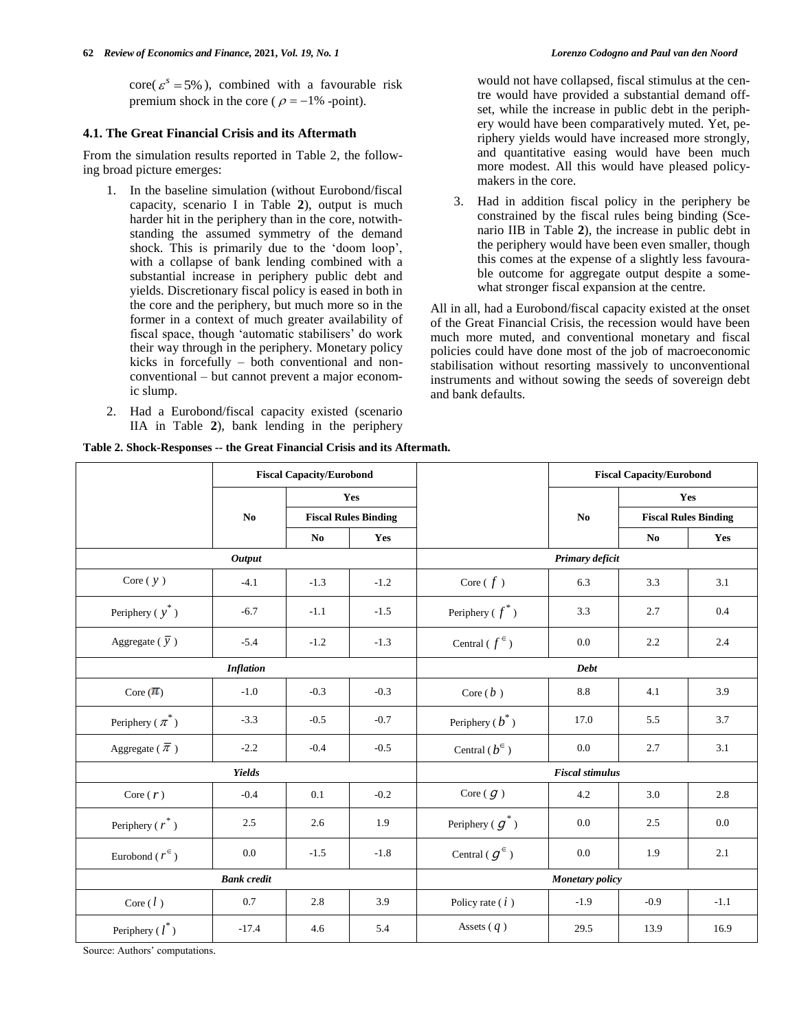core($\varepsilon^s = 5\%$), combined with a favourable risk premium shock in the core ($\rho = -1\%$ -point).

### 4.1. The Great Financial Crisis and its Aftermath

From the simulation results reported in Table 2, the following broad picture emerges:

1. In the baseline simulation (without Eurobond/fiscal capacity, scenario I in Table **2**), output is much harder hit in the periphery than in the core, notwithstanding the assumed symmetry of the demand shock. This is primarily due to the 'doom loop', with a collapse of bank lending combined with a substantial increase in periphery public debt and yields. Discretionary fiscal policy is eased in both in the core and the periphery, but much more so in the former in a context of much greater availability of fiscal space, though 'automatic stabilisers' do work their way through in the periphery. Monetary policy kicks in forcefully – both conventional and non-conventional – but cannot prevent a major economic slump.
2. Had a Eurobond/fiscal capacity existed (scenario IIA in Table **2**), bank lending in the periphery would not have collapsed, fiscal stimulus at the centre would have provided a substantial demand offset, while the increase in public debt in the periphery would have been comparatively muted. Yet, periphery yields would have increased more strongly, and quantitative easing would have been much more modest. All this would have pleased policymakers in the core.
3. Had in addition fiscal policy in the periphery be constrained by the fiscal rules being binding (Scenario IIB in Table **2**), the increase in public debt in the periphery would have been even smaller, though this comes at the expense of a slightly less favourable outcome for aggregate output despite a somewhat stronger fiscal expansion at the centre.

All in all, had a Eurobond/fiscal capacity existed at the onset of the Great Financial Crisis, the recession would have been much more muted, and conventional monetary and fiscal policies could have done most of the job of macroeconomic stabilisation without resorting massively to unconventional instruments and without sowing the seeds of sovereign debt and bank defaults.

**Table 2. Shock-Responses -- the Great Financial Crisis and its Aftermath.**

| | Fiscal Capacity/Eurobond | | | | Fiscal Capacity/Eurobond | | |
|---|---|---|---|---|---|---|---|
| | No | Yes | | | No | Yes | |
| | | Fiscal Rules Binding | | | | Fiscal Rules Binding | |
| | | No | Yes | | | No | Yes |
| ***Output*** | | | | ***Primary deficit*** | | | |
| Core ($y$) | -4.1 | -1.3 | -1.2 | Core ($f$) | 6.3 | 3.3 | 3.1 |
| Periphery ($y^*$) | -6.7 | -1.1 | -1.5 | Periphery ($f^*$) | 3.3 | 2.7 | 0.4 |
| Aggregate ($\bar{y}$) | -5.4 | -1.2 | -1.3 | Central ($f^{\in}$) | 0.0 | 2.2 | 2.4 |
| ***Inflation*** | | | | ***Debt*** | | | |
| Core ($\pi$) | -1.0 | -0.3 | -0.3 | Core ($b$) | 8.8 | 4.1 | 3.9 |
| Periphery ($\pi^*$) | -3.3 | -0.5 | -0.7 | Periphery ($b^*$) | 17.0 | 5.5 | 3.7 |
| Aggregate ($\bar{\pi}$) | -2.2 | -0.4 | -0.5 | Central ($b^{\in}$) | 0.0 | 2.7 | 3.1 |
| ***Yields*** | | | | ***Fiscal stimulus*** | | | |
| Core ($r$) | -0.4 | 0.1 | -0.2 | Core ($g$) | 4.2 | 3.0 | 2.8 |
| Periphery ($r^*$) | 2.5 | 2.6 | 1.9 | Periphery ($g^*$) | 0.0 | 2.5 | 0.0 |
| Eurobond ($r^{\in}$) | 0.0 | -1.5 | -1.8 | Central ($g^{\in}$) | 0.0 | 1.9 | 2.1 |
| ***Bank credit*** | | | | ***Monetary policy*** | | | |
| Core ($l$) | 0.7 | 2.8 | 3.9 | Policy rate ($i$) | -1.9 | -0.9 | -1.1 |
| Periphery ($l^*$) | -17.4 | 4.6 | 5.4 | Assets ($q$) | 29.5 | 13.9 | 16.9 |

Source: Authors' computations.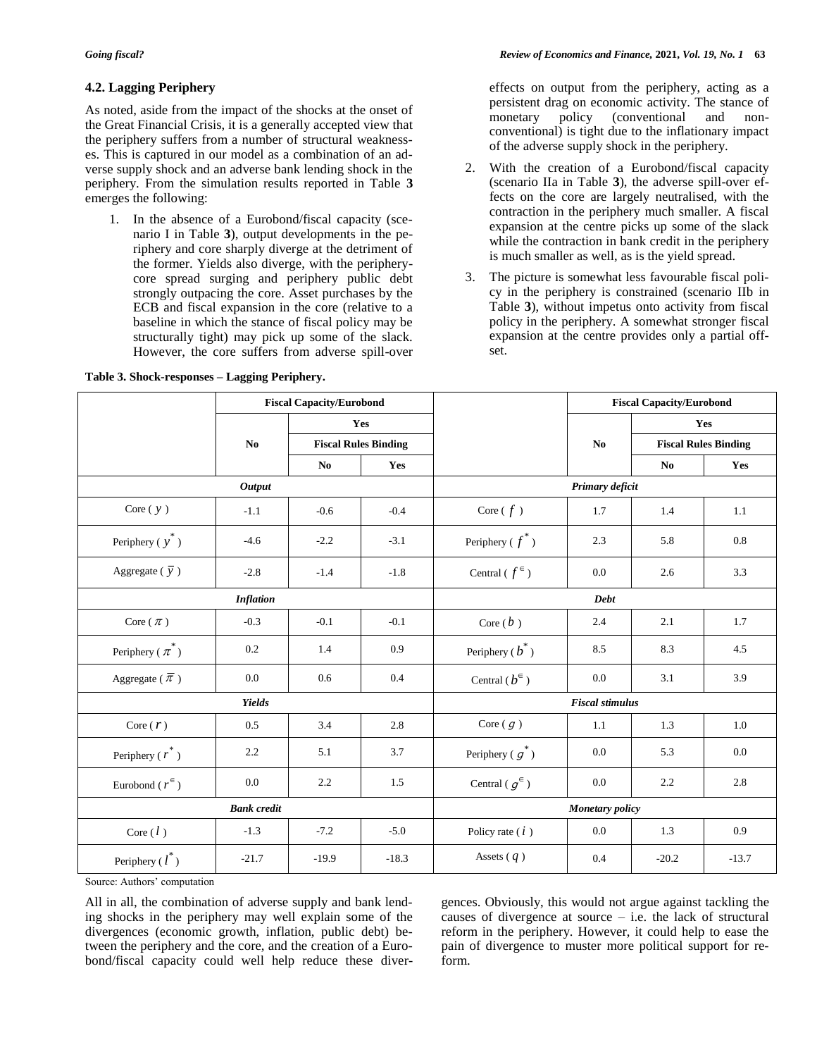### 4.2. Lagging Periphery

As noted, aside from the impact of the shocks at the onset of the Great Financial Crisis, it is a generally accepted view that the periphery suffers from a number of structural weaknesses. This is captured in our model as a combination of an adverse supply shock and an adverse bank lending shock in the periphery. From the simulation results reported in Table **3** emerges the following:

1. In the absence of a Eurobond/fiscal capacity (scenario I in Table **3**), output developments in the periphery and core sharply diverge at the detriment of the former. Yields also diverge, with the periphery-core spread surging and periphery public debt strongly outpacing the core. Asset purchases by the ECB and fiscal expansion in the core (relative to a baseline in which the stance of fiscal policy may be structurally tight) may pick up some of the slack. However, the core suffers from adverse spill-over effects on output from the periphery, acting as a persistent drag on economic activity. The stance of monetary policy (conventional and non-conventional) is tight due to the inflationary impact of the adverse supply shock in the periphery.
2. With the creation of a Eurobond/fiscal capacity (scenario IIa in Table **3**), the adverse spill-over effects on the core are largely neutralised, with the contraction in the periphery much smaller. A fiscal expansion at the centre picks up some of the slack while the contraction in bank credit in the periphery is much smaller as well, as is the yield spread.
3. The picture is somewhat less favourable fiscal policy in the periphery is constrained (scenario IIb in Table **3**), without impetus onto activity from fiscal policy in the periphery. A somewhat stronger fiscal expansion at the centre provides only a partial offset.

**Table 3. Shock-responses – Lagging Periphery.**

| | Fiscal Capacity/Eurobond | | | | Fiscal Capacity/Eurobond | | |
|---|---|---|---|---|---|---|---|
| | No | Yes | | | No | Yes | |
| | | Fiscal Rules Binding | | | | Fiscal Rules Binding | |
| | | No | Yes | | | No | Yes |
| ***Output*** | | | | ***Primary deficit*** | | | |
| Core ( $y$ ) | -1.1 | -0.6 | -0.4 | Core ( $f$ ) | 1.7 | 1.4 | 1.1 |
| Periphery ( $y^*$ ) | -4.6 | -2.2 | -3.1 | Periphery ( $f^*$ ) | 2.3 | 5.8 | 0.8 |
| Aggregate ( $\bar{y}$ ) | -2.8 | -1.4 | -1.8 | Central ( $f^{€}$ ) | 0.0 | 2.6 | 3.3 |
| ***Inflation*** | | | | ***Debt*** | | | |
| Core ( $\pi$ ) | -0.3 | -0.1 | -0.1 | Core ( $b$ ) | 2.4 | 2.1 | 1.7 |
| Periphery ( $\pi^*$ ) | 0.2 | 1.4 | 0.9 | Periphery ( $b^*$ ) | 8.5 | 8.3 | 4.5 |
| Aggregate ( $\bar{\pi}$ ) | 0.0 | 0.6 | 0.4 | Central ( $b^{€}$ ) | 0.0 | 3.1 | 3.9 |
| ***Yields*** | | | | ***Fiscal stimulus*** | | | |
| Core ( $r$ ) | 0.5 | 3.4 | 2.8 | Core ( $g$ ) | 1.1 | 1.3 | 1.0 |
| Periphery ( $r^*$ ) | 2.2 | 5.1 | 3.7 | Periphery ( $g^*$ ) | 0.0 | 5.3 | 0.0 |
| Eurobond ( $r^{€}$ ) | 0.0 | 2.2 | 1.5 | Central ( $g^{€}$ ) | 0.0 | 2.2 | 2.8 |
| ***Bank credit*** | | | | ***Monetary policy*** | | | |
| Core ( $l$ ) | -1.3 | -7.2 | -5.0 | Policy rate ( $i$ ) | 0.0 | 1.3 | 0.9 |
| Periphery ( $l^*$ ) | -21.7 | -19.9 | -18.3 | Assets ( $q$ ) | 0.4 | -20.2 | -13.7 |

Source: Authors' computation

All in all, the combination of adverse supply and bank lending shocks in the periphery may well explain some of the divergences (economic growth, inflation, public debt) between the periphery and the core, and the creation of a Eurobond/fiscal capacity could well help reduce these divergences. Obviously, this would not argue against tackling the causes of divergence at source – i.e. the lack of structural reform in the periphery. However, it could help to ease the pain of divergence to muster more political support for reform.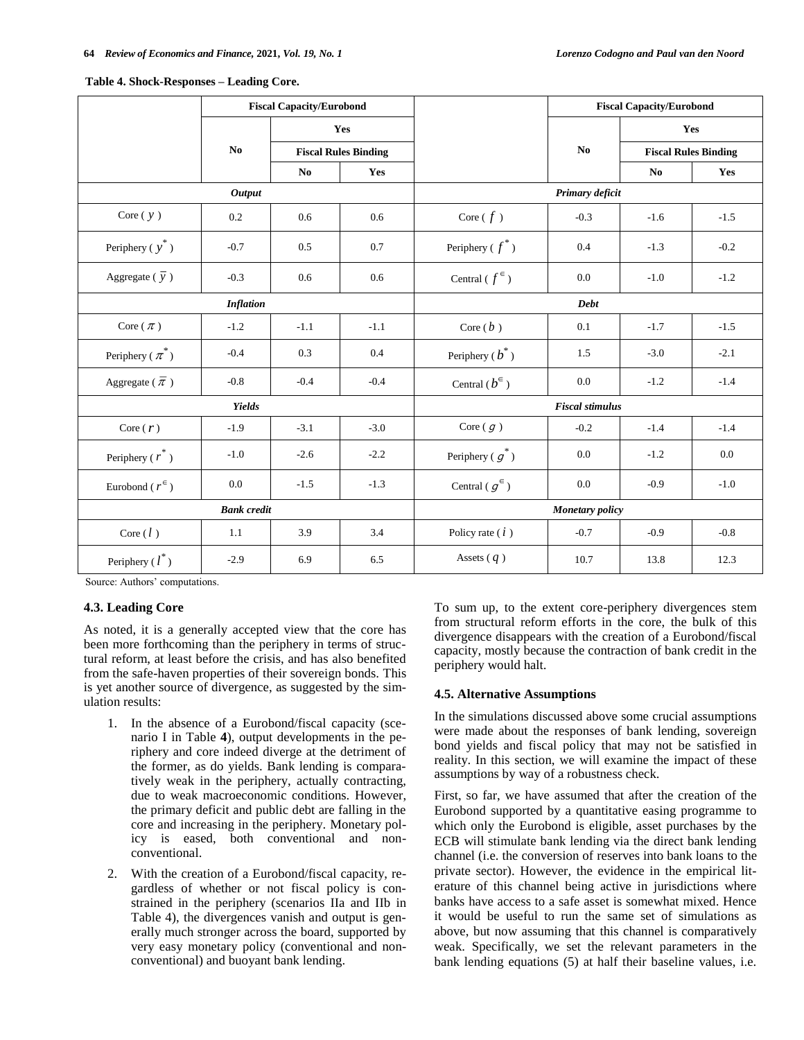**Table 4. Shock-Responses – Leading Core.**

| | Fiscal Capacity/Eurobond | | | | Fiscal Capacity/Eurobond | | |
|---|---|---|---|---|---|---|---|
| | No | Yes | | | No | Yes | |
| | | Fiscal Rules Binding | | | | Fiscal Rules Binding | |
| | | No | Yes | | | No | Yes |
| ***Output*** | | | | ***Primary deficit*** | | | |
| Core ( $y$ ) | 0.2 | 0.6 | 0.6 | Core ( $f$ ) | -0.3 | -1.6 | -1.5 |
| Periphery ( $y^*$ ) | -0.7 | 0.5 | 0.7 | Periphery ( $f^*$ ) | 0.4 | -1.3 | -0.2 |
| Aggregate ( $\bar{y}$ ) | -0.3 | 0.6 | 0.6 | Central ( $f^{\in}$ ) | 0.0 | -1.0 | -1.2 |
| ***Inflation*** | | | | ***Debt*** | | | |
| Core ( $\pi$ ) | -1.2 | -1.1 | -1.1 | Core ( $b$ ) | 0.1 | -1.7 | -1.5 |
| Periphery ( $\pi^*$ ) | -0.4 | 0.3 | 0.4 | Periphery ( $b^*$ ) | 1.5 | -3.0 | -2.1 |
| Aggregate ( $\bar{\pi}$ ) | -0.8 | -0.4 | -0.4 | Central ( $b^{\in}$ ) | 0.0 | -1.2 | -1.4 |
| ***Yields*** | | | | ***Fiscal stimulus*** | | | |
| Core ( $r$ ) | -1.9 | -3.1 | -3.0 | Core ( $g$ ) | -0.2 | -1.4 | -1.4 |
| Periphery ( $r^*$ ) | -1.0 | -2.6 | -2.2 | Periphery ( $g^*$ ) | 0.0 | -1.2 | 0.0 |
| Eurobond ( $r^{\in}$ ) | 0.0 | -1.5 | -1.3 | Central ( $g^{\in}$ ) | 0.0 | -0.9 | -1.0 |
| ***Bank credit*** | | | | ***Monetary policy*** | | | |
| Core ( $l$ ) | 1.1 | 3.9 | 3.4 | Policy rate ( $i$ ) | -0.7 | -0.9 | -0.8 |
| Periphery ( $l^*$ ) | -2.9 | 6.9 | 6.5 | Assets ( $q$ ) | 10.7 | 13.8 | 12.3 |

Source: Authors' computations.

### 4.3. Leading Core

As noted, it is a generally accepted view that the core has been more forthcoming than the periphery in terms of structural reform, at least before the crisis, and has also benefited from the safe-haven properties of their sovereign bonds. This is yet another source of divergence, as suggested by the simulation results:

1. In the absence of a Eurobond/fiscal capacity (scenario I in Table **4**), output developments in the periphery and core indeed diverge at the detriment of the former, as do yields. Bank lending is comparatively weak in the periphery, actually contracting, due to weak macroeconomic conditions. However, the primary deficit and public debt are falling in the core and increasing in the periphery. Monetary policy is eased, both conventional and non-conventional.
2. With the creation of a Eurobond/fiscal capacity, regardless of whether or not fiscal policy is constrained in the periphery (scenarios IIa and IIb in Table 4), the divergences vanish and output is generally much stronger across the board, supported by very easy monetary policy (conventional and non-conventional) and buoyant bank lending.

To sum up, to the extent core-periphery divergences stem from structural reform efforts in the core, the bulk of this divergence disappears with the creation of a Eurobond/fiscal capacity, mostly because the contraction of bank credit in the periphery would halt.

### 4.5. Alternative Assumptions

In the simulations discussed above some crucial assumptions were made about the responses of bank lending, sovereign bond yields and fiscal policy that may not be satisfied in reality. In this section, we will examine the impact of these assumptions by way of a robustness check.

First, so far, we have assumed that after the creation of the Eurobond supported by a quantitative easing programme to which only the Eurobond is eligible, asset purchases by the ECB will stimulate bank lending via the direct bank lending channel (i.e. the conversion of reserves into bank loans to the private sector). However, the evidence in the empirical literature of this channel being active in jurisdictions where banks have access to a safe asset is somewhat mixed. Hence it would be useful to run the same set of simulations as above, but now assuming that this channel is comparatively weak. Specifically, we set the relevant parameters in the bank lending equations (5) at half their baseline values, i.e.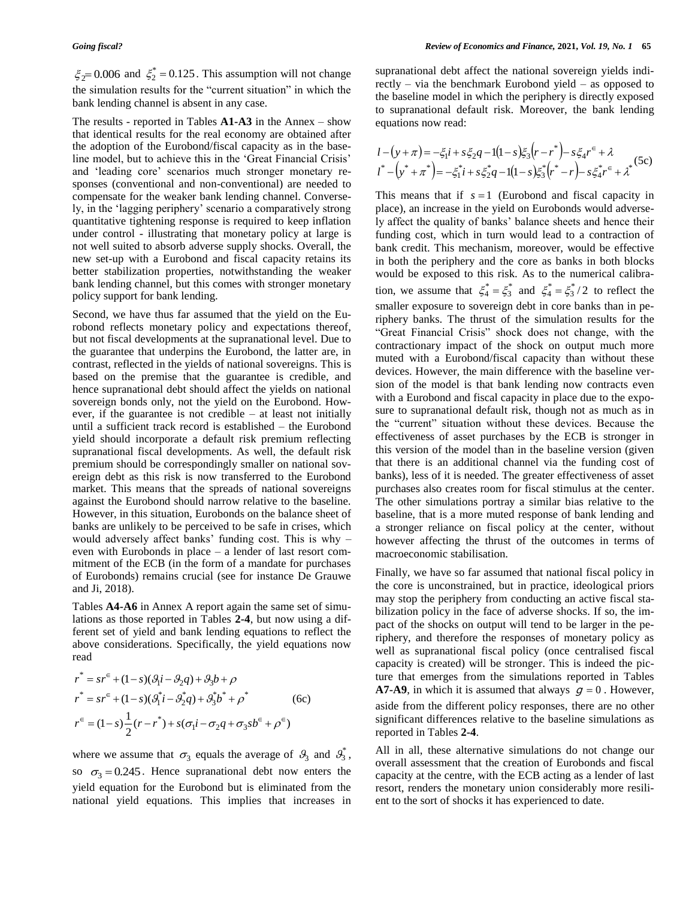$\xi_2 = 0.006$ and $\xi_2^* = 0.125$. This assumption will not change the simulation results for the "current situation" in which the bank lending channel is absent in any case.

The results - reported in Tables **A1-A3** in the Annex – show that identical results for the real economy are obtained after the adoption of the Eurobond/fiscal capacity as in the baseline model, but to achieve this in the 'Great Financial Crisis' and 'leading core' scenarios much stronger monetary responses (conventional and non-conventional) are needed to compensate for the weaker bank lending channel. Conversely, in the 'lagging periphery' scenario a comparatively strong quantitative tightening response is required to keep inflation under control - illustrating that monetary policy at large is not well suited to absorb adverse supply shocks. Overall, the new set-up with a Eurobond and fiscal capacity retains its better stabilization properties, notwithstanding the weaker bank lending channel, but this comes with stronger monetary policy support for bank lending.

Second, we have thus far assumed that the yield on the Eurobond reflects monetary policy and expectations thereof, but not fiscal developments at the supranational level. Due to the guarantee that underpins the Eurobond, the latter are, in contrast, reflected in the yields of national sovereigns. This is based on the premise that the guarantee is credible, and hence supranational debt should affect the yields on national sovereign bonds only, not the yield on the Eurobond. However, if the guarantee is not credible – at least not initially until a sufficient track record is established – the Eurobond yield should incorporate a default risk premium reflecting supranational fiscal developments. As well, the default risk premium should be correspondingly smaller on national sovereign debt as this risk is now transferred to the Eurobond market. This means that the spreads of national sovereigns against the Eurobond should narrow relative to the baseline. However, in this situation, Eurobonds on the balance sheet of banks are unlikely to be perceived to be safe in crises, which would adversely affect banks' funding cost. This is why – even with Eurobonds in place – a lender of last resort commitment of the ECB (in the form of a mandate for purchases of Eurobonds) remains crucial (see for instance De Grauwe and Ji, 2018).

Tables **A4-A6** in Annex A report again the same set of simulations as those reported in Tables **2-4**, but now using a different set of yield and bank lending equations to reflect the above considerations. Specifically, the yield equations now read

$$
\begin{aligned}
r^* &= sr^{\in} + (1-s)(\vartheta_1 i - \vartheta_2 q) + \vartheta_3 b + \rho \\
r^* &= sr^{\in} + (1-s)(\vartheta_1^* i - \vartheta_2^* q) + \vartheta_3^* b^* + \rho^* \qquad \text{(6c)} \\
r^{\in} &= (1-s)\frac{1}{2}(r - r^*) + s(\sigma_1 i - \sigma_2 q + \sigma_3 s b^{\in} + \rho^{\in})
\end{aligned}
$$

where we assume that $\sigma_3$ equals the average of $\vartheta_3$ and $\vartheta_3^*$, so $\sigma_3 = 0.245$. Hence supranational debt now enters the yield equation for the Eurobond but is eliminated from the national yield equations. This implies that increases in supranational debt affect the national sovereign yields indirectly – via the benchmark Eurobond yield – as opposed to the baseline model in which the periphery is directly exposed to supranational default risk. Moreover, the bank lending equations now read:

$$
\begin{aligned}
l - (y + \pi) &= -\xi_1 i + s\xi_2 q - 1(1-s)\xi_3 (r - r^*) - s\xi_4 r^{\in} + \lambda \\
l^* - (y^* + \pi^*) &= -\xi_1^* i + s\xi_2^* q - 1(1-s)\xi_3^* (r^* - r) - s\xi_4^* r^{\in} + \lambda^*
\end{aligned} \qquad \text{(5c)}
$$

This means that if $s = 1$ (Eurobond and fiscal capacity in place), an increase in the yield on Eurobonds would adversely affect the quality of banks' balance sheets and hence their funding cost, which in turn would lead to a contraction of bank credit. This mechanism, moreover, would be effective in both the periphery and the core as banks in both blocks would be exposed to this risk. As to the numerical calibration, we assume that $\xi_4^* = \xi_3^*$ and $\xi_4^* = \xi_3^*/2$ to reflect the smaller exposure to sovereign debt in core banks than in periphery banks. The thrust of the simulation results for the "Great Financial Crisis" shock does not change, with the contractionary impact of the shock on output much more muted with a Eurobond/fiscal capacity than without these devices. However, the main difference with the baseline version of the model is that bank lending now contracts even with a Eurobond and fiscal capacity in place due to the exposure to supranational default risk, though not as much as in the "current" situation without these devices. Because the effectiveness of asset purchases by the ECB is stronger in this version of the model than in the baseline version (given that there is an additional channel via the funding cost of banks), less of it is needed. The greater effectiveness of asset purchases also creates room for fiscal stimulus at the center. The other simulations portray a similar bias relative to the baseline, that is a more muted response of bank lending and a stronger reliance on fiscal policy at the center, without however affecting the thrust of the outcomes in terms of macroeconomic stabilisation.

Finally, we have so far assumed that national fiscal policy in the core is unconstrained, but in practice, ideological priors may stop the periphery from conducting an active fiscal stabilization policy in the face of adverse shocks. If so, the impact of the shocks on output will tend to be larger in the periphery, and therefore the responses of monetary policy as well as supranational fiscal policy (once centralised fiscal capacity is created) will be stronger. This is indeed the picture that emerges from the simulations reported in Tables **A7-A9**, in which it is assumed that always $g = 0$. However, aside from the different policy responses, there are no other significant differences relative to the baseline simulations as reported in Tables **2-4**.

All in all, these alternative simulations do not change our overall assessment that the creation of Eurobonds and fiscal capacity at the centre, with the ECB acting as a lender of last resort, renders the monetary union considerably more resilient to the sort of shocks it has experienced to date.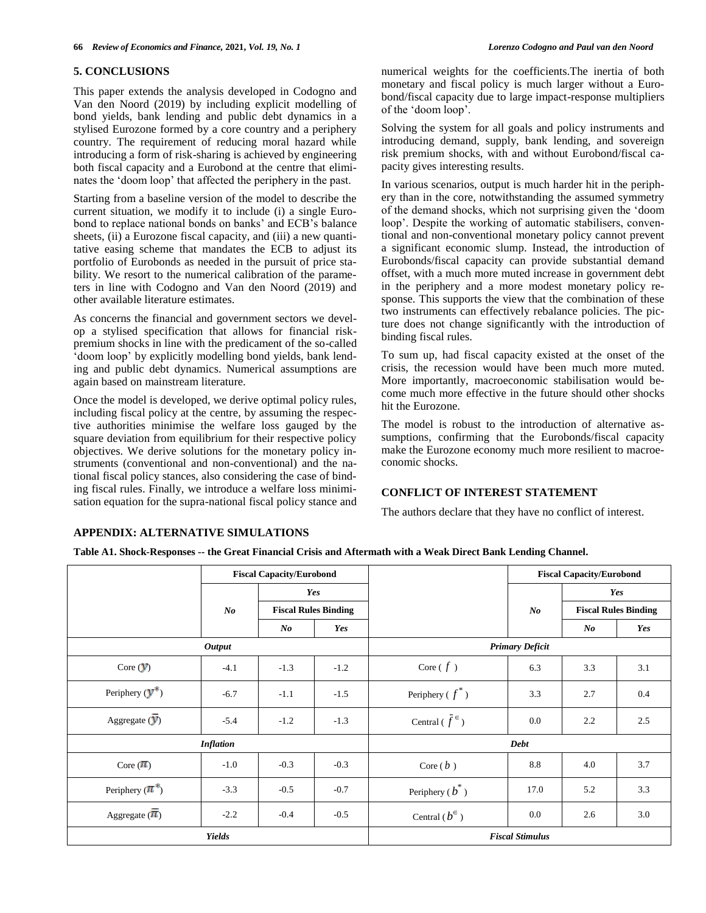## 5. CONCLUSIONS

This paper extends the analysis developed in Codogno and Van den Noord (2019) by including explicit modelling of bond yields, bank lending and public debt dynamics in a stylised Eurozone formed by a core country and a periphery country. The requirement of reducing moral hazard while introducing a form of risk-sharing is achieved by engineering both fiscal capacity and a Eurobond at the centre that eliminates the 'doom loop' that affected the periphery in the past.

Starting from a baseline version of the model to describe the current situation, we modify it to include (i) a single Eurobond to replace national bonds on banks' and ECB's balance sheets, (ii) a Eurozone fiscal capacity, and (iii) a new quantitative easing scheme that mandates the ECB to adjust its portfolio of Eurobonds as needed in the pursuit of price stability. We resort to the numerical calibration of the parameters in line with Codogno and Van den Noord (2019) and other available literature estimates.

As concerns the financial and government sectors we develop a stylised specification that allows for financial risk-premium shocks in line with the predicament of the so-called 'doom loop' by explicitly modelling bond yields, bank lending and public debt dynamics. Numerical assumptions are again based on mainstream literature.

Once the model is developed, we derive optimal policy rules, including fiscal policy at the centre, by assuming the respective authorities minimise the welfare loss gauged by the square deviation from equilibrium for their respective policy objectives. We derive solutions for the monetary policy instruments (conventional and non-conventional) and the national fiscal policy stances, also considering the case of binding fiscal rules. Finally, we introduce a welfare loss minimisation equation for the supra-national fiscal policy stance and numerical weights for the coefficients.The inertia of both monetary and fiscal policy is much larger without a Eurobond/fiscal capacity due to large impact-response multipliers of the 'doom loop'.

Solving the system for all goals and policy instruments and introducing demand, supply, bank lending, and sovereign risk premium shocks, with and without Eurobond/fiscal capacity gives interesting results.

In various scenarios, output is much harder hit in the periphery than in the core, notwithstanding the assumed symmetry of the demand shocks, which not surprising given the 'doom loop'. Despite the working of automatic stabilisers, conventional and non-conventional monetary policy cannot prevent a significant economic slump. Instead, the introduction of Eurobonds/fiscal capacity can provide substantial demand offset, with a much more muted increase in government debt in the periphery and a more modest monetary policy response. This supports the view that the combination of these two instruments can effectively rebalance policies. The picture does not change significantly with the introduction of binding fiscal rules.

To sum up, had fiscal capacity existed at the onset of the crisis, the recession would have been much more muted. More importantly, macroeconomic stabilisation would become much more effective in the future should other shocks hit the Eurozone.

The model is robust to the introduction of alternative assumptions, confirming that the Eurobonds/fiscal capacity make the Eurozone economy much more resilient to macroeconomic shocks.

## CONFLICT OF INTEREST STATEMENT

The authors declare that they have no conflict of interest.

## APPENDIX: ALTERNATIVE SIMULATIONS

**Table A1. Shock-Responses -- the Great Financial Crisis and Aftermath with a Weak Direct Bank Lending Channel.**

| | Fiscal Capacity/Eurobond | | | | Fiscal Capacity/Eurobond | | |
|---|---|---|---|---|---|---|---|
| | *No* | *Yes* | | | *No* | *Yes* | |
| | | *Fiscal Rules Binding* | | | | *Fiscal Rules Binding* | |
| | | *No* | *Yes* | | | *No* | *Yes* |
| ***Output*** | | | | ***Primary Deficit*** | | | |
| Core ($y$) | -4.1 | -1.3 | -1.2 | Core ( $f$ ) | 6.3 | 3.3 | 3.1 |
| Periphery ($y^*$) | -6.7 | -1.1 | -1.5 | Periphery ( $f^*$ ) | 3.3 | 2.7 | 0.4 |
| Aggregate ($\bar{y}$) | -5.4 | -1.2 | -1.3 | Central ( $\bar{f}^{€}$ ) | 0.0 | 2.2 | 2.5 |
| ***Inflation*** | | | | ***Debt*** | | | |
| Core ($\pi$) | -1.0 | -0.3 | -0.3 | Core ( $b$ ) | 8.8 | 4.0 | 3.7 |
| Periphery ($\pi^*$) | -3.3 | -0.5 | -0.7 | Periphery ( $b^*$ ) | 17.0 | 5.2 | 3.3 |
| Aggregate ($\bar{\pi}$) | -2.2 | -0.4 | -0.5 | Central ( $b^{€}$ ) | 0.0 | 2.6 | 3.0 |
| ***Yields*** | | | | ***Fiscal Stimulus*** | | | |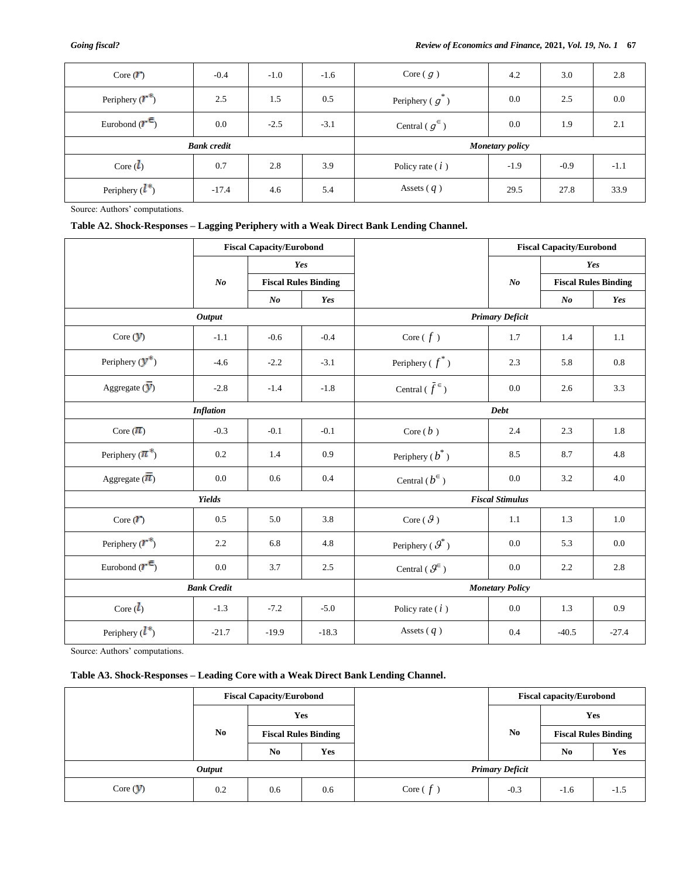| Core ($r$) | -0.4 | -1.0 | -1.6 | Core ( $g$ ) | 4.2 | 3.0 | 2.8 |
|---|---|---|---|---|---|---|---|
| Periphery ($r^*$) | 2.5 | 1.5 | 0.5 | Periphery ( $g^*$ ) | 0.0 | 2.5 | 0.0 |
| Eurobond ($r^{€}$) | 0.0 | -2.5 | -3.1 | Central ( $g^{€}$ ) | 0.0 | 1.9 | 2.1 |
| ***Bank credit*** | | | | ***Monetary policy*** | | | |
| Core ($l$) | 0.7 | 2.8 | 3.9 | Policy rate ( $i$ ) | -1.9 | -0.9 | -1.1 |
| Periphery ($l^*$) | -17.4 | 4.6 | 5.4 | Assets ( $q$ ) | 29.5 | 27.8 | 33.9 |

Source: Authors' computations.

**Table A2. Shock-Responses – Lagging Periphery with a Weak Direct Bank Lending Channel.**

| | **Fiscal Capacity/Eurobond** | | | | **Fiscal Capacity/Eurobond** | | |
|---|---|---|---|---|---|---|---|
| | ***No*** | ***Yes*** | | | ***No*** | ***Yes*** | |
| | | **Fiscal Rules Binding** | | | | **Fiscal Rules Binding** | |
| | | ***No*** | ***Yes*** | | | ***No*** | ***Yes*** |
| ***Output*** | | | | ***Primary Deficit*** | | | |
| Core ($y$) | -1.1 | -0.6 | -0.4 | Core ( $f$ ) | 1.7 | 1.4 | 1.1 |
| Periphery ($y^*$) | -4.6 | -2.2 | -3.1 | Periphery ( $f^*$ ) | 2.3 | 5.8 | 0.8 |
| Aggregate ($\bar{y}$) | -2.8 | -1.4 | -1.8 | Central ( $\bar{f}^{€}$ ) | 0.0 | 2.6 | 3.3 |
| ***Inflation*** | | | | ***Debt*** | | | |
| Core ($\pi$) | -0.3 | -0.1 | -0.1 | Core ( $b$ ) | 2.4 | 2.3 | 1.8 |
| Periphery ($\pi^*$) | 0.2 | 1.4 | 0.9 | Periphery ( $b^*$ ) | 8.5 | 8.7 | 4.8 |
| Aggregate ($\bar{\pi}$) | 0.0 | 0.6 | 0.4 | Central ( $b^{€}$ ) | 0.0 | 3.2 | 4.0 |
| ***Yields*** | | | | ***Fiscal Stimulus*** | | | |
| Core ($r$) | 0.5 | 5.0 | 3.8 | Core ( $\vartheta$ ) | 1.1 | 1.3 | 1.0 |
| Periphery ($r^*$) | 2.2 | 6.8 | 4.8 | Periphery ( $\vartheta^*$ ) | 0.0 | 5.3 | 0.0 |
| Eurobond ($r^{€}$) | 0.0 | 3.7 | 2.5 | Central ( $\vartheta^{€}$ ) | 0.0 | 2.2 | 2.8 |
| ***Bank Credit*** | | | | ***Monetary Policy*** | | | |
| Core ($l$) | -1.3 | -7.2 | -5.0 | Policy rate ( $i$ ) | 0.0 | 1.3 | 0.9 |
| Periphery ($l^*$) | -21.7 | -19.9 | -18.3 | Assets ( $q$ ) | 0.4 | -40.5 | -27.4 |

Source: Authors' computations.

**Table A3. Shock-Responses – Leading Core with a Weak Direct Bank Lending Channel.**

| | **Fiscal Capacity/Eurobond** | | | | **Fiscal capacity/Eurobond** | | |
|---|---|---|---|---|---|---|---|
| | **No** | **Yes** | | | **No** | **Yes** | |
| | | **Fiscal Rules Binding** | | | | **Fiscal Rules Binding** | |
| | | **No** | **Yes** | | | **No** | **Yes** |
| ***Output*** | | | | ***Primary Deficit*** | | | |
| Core ($y$) | 0.2 | 0.6 | 0.6 | Core ( $f$ ) | -0.3 | -1.6 | -1.5 |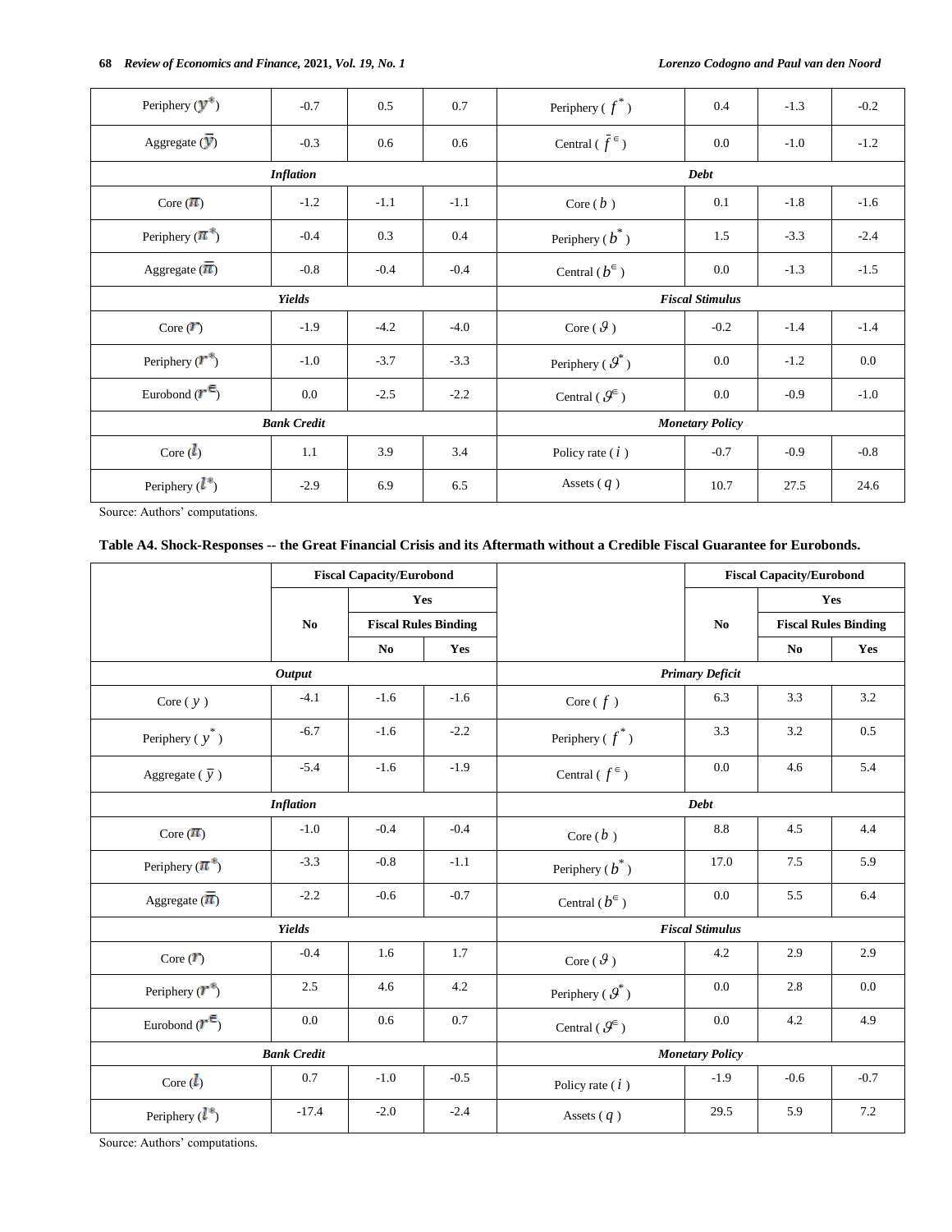| | | | | | | | |
|---|---|---|---|---|---|---|---|
| Periphery ($y^*$) | -0.7 | 0.5 | 0.7 | Periphery ( $f^*$ ) | 0.4 | -1.3 | -0.2 |
| Aggregate ($\bar{y}$) | -0.3 | 0.6 | 0.6 | Central ( $\bar{f}^{\in}$ ) | 0.0 | -1.0 | -1.2 |
| ***Inflation*** | | | | ***Debt*** | | | |
| Core ($\pi$) | -1.2 | -1.1 | -1.1 | Core ( $b$ ) | 0.1 | -1.8 | -1.6 |
| Periphery ($\pi^*$) | -0.4 | 0.3 | 0.4 | Periphery ( $b^*$ ) | 1.5 | -3.3 | -2.4 |
| Aggregate ($\bar{\pi}$) | -0.8 | -0.4 | -0.4 | Central ( $b^{\in}$ ) | 0.0 | -1.3 | -1.5 |
| ***Yields*** | | | | ***Fiscal Stimulus*** | | | |
| Core ($r$) | -1.9 | -4.2 | -4.0 | Core ( $\vartheta$ ) | -0.2 | -1.4 | -1.4 |
| Periphery ($r^*$) | -1.0 | -3.7 | -3.3 | Periphery ( $\vartheta^*$ ) | 0.0 | -1.2 | 0.0 |
| Eurobond ($r^{\in}$) | 0.0 | -2.5 | -2.2 | Central ( $\vartheta^{\in}$ ) | 0.0 | -0.9 | -1.0 |
| ***Bank Credit*** | | | | ***Monetary Policy*** | | | |
| Core ($l$) | 1.1 | 3.9 | 3.4 | Policy rate ( $i$ ) | -0.7 | -0.9 | -0.8 |
| Periphery ($l^*$) | -2.9 | 6.9 | 6.5 | Assets ( $q$ ) | 10.7 | 27.5 | 24.6 |

Source: Authors' computations.

**Table A4. Shock-Responses -- the Great Financial Crisis and its Aftermath without a Credible Fiscal Guarantee for Eurobonds.**

| | **Fiscal Capacity/Eurobond** | | | | **Fiscal Capacity/Eurobond** | | |
|---|---|---|---|---|---|---|---|
| | **No** | **Yes** | | | **No** | **Yes** | |
| | | **Fiscal Rules Binding** | | | | **Fiscal Rules Binding** | |
| | | **No** | **Yes** | | | **No** | **Yes** |
| ***Output*** | | | | ***Primary Deficit*** | | | |
| Core ( $y$ ) | -4.1 | -1.6 | -1.6 | Core ( $f$ ) | 6.3 | 3.3 | 3.2 |
| Periphery ( $y^*$ ) | -6.7 | -1.6 | -2.2 | Periphery ( $f^*$ ) | 3.3 | 3.2 | 0.5 |
| Aggregate ( $\bar{y}$ ) | -5.4 | -1.6 | -1.9 | Central ( $f^{\in}$ ) | 0.0 | 4.6 | 5.4 |
| ***Inflation*** | | | | ***Debt*** | | | |
| Core ($\pi$) | -1.0 | -0.4 | -0.4 | Core ( $b$ ) | 8.8 | 4.5 | 4.4 |
| Periphery ($\pi^*$) | -3.3 | -0.8 | -1.1 | Periphery ( $b^*$ ) | 17.0 | 7.5 | 5.9 |
| Aggregate ($\bar{\pi}$) | -2.2 | -0.6 | -0.7 | Central ( $b^{\in}$ ) | 0.0 | 5.5 | 6.4 |
| ***Yields*** | | | | ***Fiscal Stimulus*** | | | |
| Core ($r$) | -0.4 | 1.6 | 1.7 | Core ( $\vartheta$ ) | 4.2 | 2.9 | 2.9 |
| Periphery ($r^*$) | 2.5 | 4.6 | 4.2 | Periphery ( $\vartheta^*$ ) | 0.0 | 2.8 | 0.0 |
| Eurobond ($r^{\in}$) | 0.0 | 0.6 | 0.7 | Central ( $\vartheta^{\in}$ ) | 0.0 | 4.2 | 4.9 |
| ***Bank Credit*** | | | | ***Monetary Policy*** | | | |
| Core ($l$) | 0.7 | -1.0 | -0.5 | Policy rate ( $i$ ) | -1.9 | -0.6 | -0.7 |
| Periphery ($l^*$) | -17.4 | -2.0 | -2.4 | Assets ( $q$ ) | 29.5 | 5.9 | 7.2 |

Source: Authors' computations.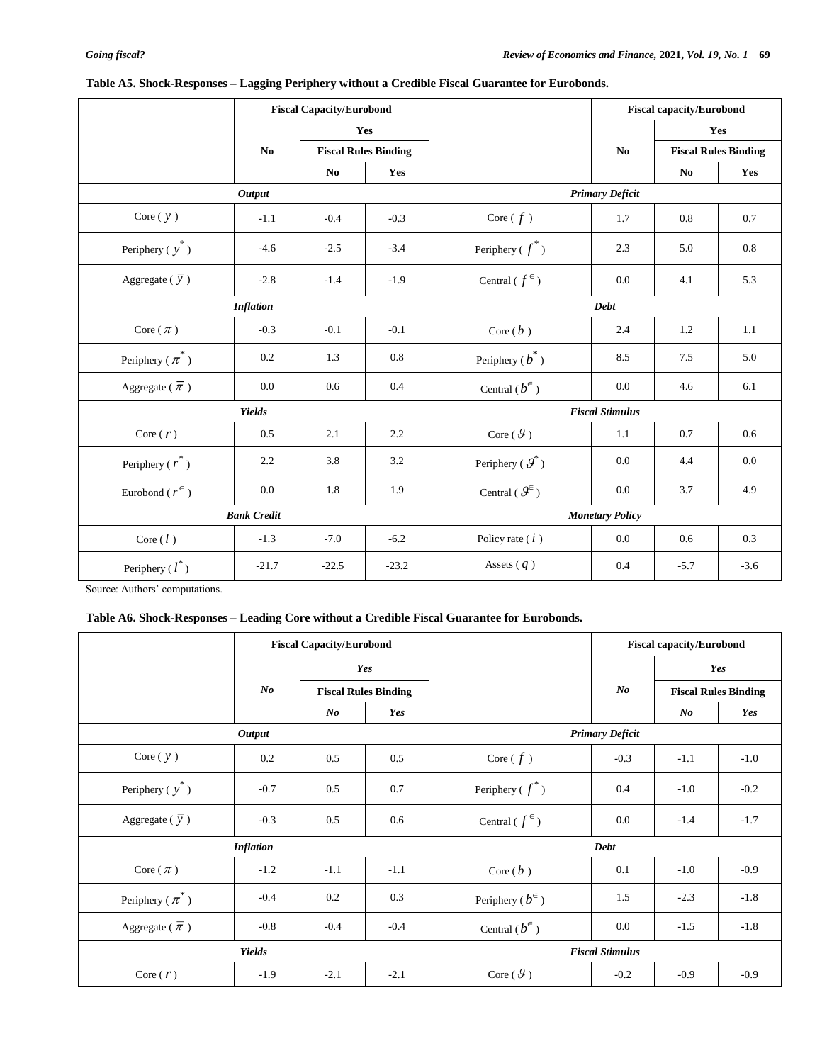**Table A5. Shock-Responses – Lagging Periphery without a Credible Fiscal Guarantee for Eurobonds.**

| | Fiscal Capacity/Eurobond | | | | Fiscal capacity/Eurobond | | |
|---|---|---|---|---|---|---|---|
| | No | Yes | | | No | Yes | |
| | | Fiscal Rules Binding | | | | Fiscal Rules Binding | |
| | | No | Yes | | | No | Yes |
| ***Output*** | | | | ***Primary Deficit*** | | | |
| Core ( $y$ ) | -1.1 | -0.4 | -0.3 | Core ( $f$ ) | 1.7 | 0.8 | 0.7 |
| Periphery ( $y^*$ ) | -4.6 | -2.5 | -3.4 | Periphery ( $f^*$ ) | 2.3 | 5.0 | 0.8 |
| Aggregate ( $\overline{y}$ ) | -2.8 | -1.4 | -1.9 | Central ( $f^{\in}$ ) | 0.0 | 4.1 | 5.3 |
| ***Inflation*** | | | | ***Debt*** | | | |
| Core ( $\pi$ ) | -0.3 | -0.1 | -0.1 | Core ( $b$ ) | 2.4 | 1.2 | 1.1 |
| Periphery ( $\pi^*$ ) | 0.2 | 1.3 | 0.8 | Periphery ( $b^*$ ) | 8.5 | 7.5 | 5.0 |
| Aggregate ( $\overline{\pi}$ ) | 0.0 | 0.6 | 0.4 | Central ( $b^{\in}$ ) | 0.0 | 4.6 | 6.1 |
| ***Yields*** | | | | ***Fiscal Stimulus*** | | | |
| Core ( $r$ ) | 0.5 | 2.1 | 2.2 | Core ( $\vartheta$ ) | 1.1 | 0.7 | 0.6 |
| Periphery ( $r^*$ ) | 2.2 | 3.8 | 3.2 | Periphery ( $\vartheta^*$ ) | 0.0 | 4.4 | 0.0 |
| Eurobond ( $r^{\in}$ ) | 0.0 | 1.8 | 1.9 | Central ( $\vartheta^{\in}$ ) | 0.0 | 3.7 | 4.9 |
| ***Bank Credit*** | | | | ***Monetary Policy*** | | | |
| Core ( $l$ ) | -1.3 | -7.0 | -6.2 | Policy rate ( $i$ ) | 0.0 | 0.6 | 0.3 |
| Periphery ( $l^*$ ) | -21.7 | -22.5 | -23.2 | Assets ( $q$ ) | 0.4 | -5.7 | -3.6 |

Source: Authors' computations.

**Table A6. Shock-Responses – Leading Core without a Credible Fiscal Guarantee for Eurobonds.**

| | Fiscal Capacity/Eurobond | | | | Fiscal capacity/Eurobond | | |
|---|---|---|---|---|---|---|---|
| | *No* | *Yes* | | | *No* | *Yes* | |
| | | Fiscal Rules Binding | | | | Fiscal Rules Binding | |
| | | *No* | *Yes* | | | *No* | *Yes* |
| ***Output*** | | | | ***Primary Deficit*** | | | |
| Core ( $y$ ) | 0.2 | 0.5 | 0.5 | Core ( $f$ ) | -0.3 | -1.1 | -1.0 |
| Periphery ( $y^*$ ) | -0.7 | 0.5 | 0.7 | Periphery ( $f^*$ ) | 0.4 | -1.0 | -0.2 |
| Aggregate ( $\overline{y}$ ) | -0.3 | 0.5 | 0.6 | Central ( $f^{\in}$ ) | 0.0 | -1.4 | -1.7 |
| ***Inflation*** | | | | ***Debt*** | | | |
| Core ( $\pi$ ) | -1.2 | -1.1 | -1.1 | Core ( $b$ ) | 0.1 | -1.0 | -0.9 |
| Periphery ( $\pi^*$ ) | -0.4 | 0.2 | 0.3 | Periphery ( $b^{\in}$ ) | 1.5 | -2.3 | -1.8 |
| Aggregate ( $\overline{\pi}$ ) | -0.8 | -0.4 | -0.4 | Central ( $b^{\in}$ ) | 0.0 | -1.5 | -1.8 |
| ***Yields*** | | | | ***Fiscal Stimulus*** | | | |
| Core ( $r$ ) | -1.9 | -2.1 | -2.1 | Core ( $\vartheta$ ) | -0.2 | -0.9 | -0.9 |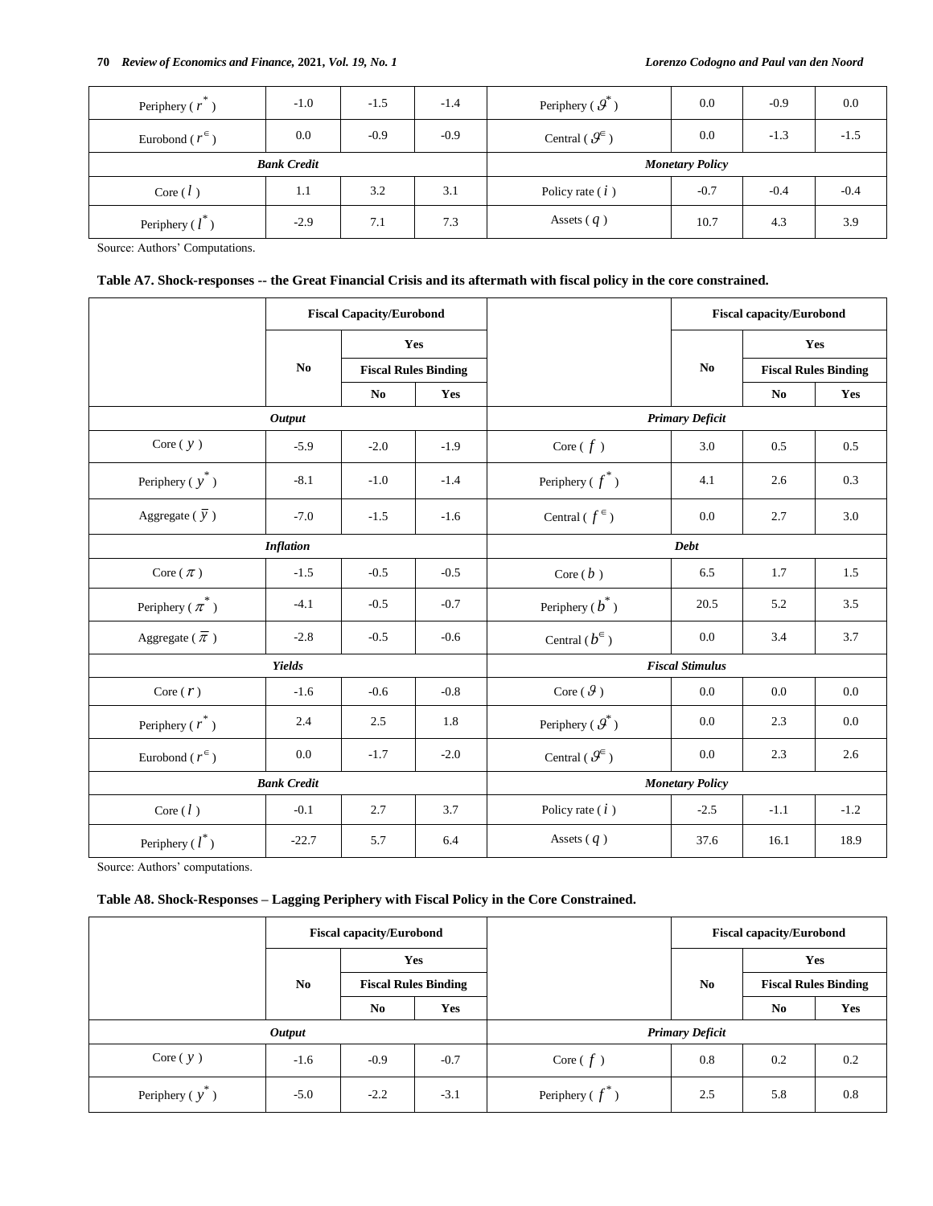| Periphery ($r^*$) | -1.0 | -1.5 | -1.4 | Periphery ($\vartheta^*$) | 0.0 | -0.9 | 0.0 |
|---|---|---|---|---|---|---|---|
| Eurobond ($r^{€}$) | 0.0 | -0.9 | -0.9 | Central ($\vartheta^{€}$) | 0.0 | -1.3 | -1.5 |
| ***Bank Credit*** | | | | ***Monetary Policy*** | | | |
| Core ($l$) | 1.1 | 3.2 | 3.1 | Policy rate ($i$) | -0.7 | -0.4 | -0.4 |
| Periphery ($l^*$) | -2.9 | 7.1 | 7.3 | Assets ($q$) | 10.7 | 4.3 | 3.9 |

Source: Authors' Computations.

**Table A7. Shock-responses -- the Great Financial Crisis and its aftermath with fiscal policy in the core constrained.**

| | Fiscal Capacity/Eurobond | | | | Fiscal capacity/Eurobond | | |
|---|---|---|---|---|---|---|---|
| | No | Yes | | | No | Yes | |
| | | Fiscal Rules Binding | | | | Fiscal Rules Binding | |
| | | No | Yes | | | No | Yes |
| ***Output*** | | | | ***Primary Deficit*** | | | |
| Core ($y$) | -5.9 | -2.0 | -1.9 | Core ($f$) | 3.0 | 0.5 | 0.5 |
| Periphery ($y^*$) | -8.1 | -1.0 | -1.4 | Periphery ($f^*$) | 4.1 | 2.6 | 0.3 |
| Aggregate ($\bar{y}$) | -7.0 | -1.5 | -1.6 | Central ($f^{€}$) | 0.0 | 2.7 | 3.0 |
| ***Inflation*** | | | | ***Debt*** | | | |
| Core ($\pi$) | -1.5 | -0.5 | -0.5 | Core ($b$) | 6.5 | 1.7 | 1.5 |
| Periphery ($\pi^*$) | -4.1 | -0.5 | -0.7 | Periphery ($b^*$) | 20.5 | 5.2 | 3.5 |
| Aggregate ($\bar{\pi}$) | -2.8 | -0.5 | -0.6 | Central ($b^{€}$) | 0.0 | 3.4 | 3.7 |
| ***Yields*** | | | | ***Fiscal Stimulus*** | | | |
| Core ($r$) | -1.6 | -0.6 | -0.8 | Core ($\vartheta$) | 0.0 | 0.0 | 0.0 |
| Periphery ($r^*$) | 2.4 | 2.5 | 1.8 | Periphery ($\vartheta^*$) | 0.0 | 2.3 | 0.0 |
| Eurobond ($r^{€}$) | 0.0 | -1.7 | -2.0 | Central ($\vartheta^{€}$) | 0.0 | 2.3 | 2.6 |
| ***Bank Credit*** | | | | ***Monetary Policy*** | | | |
| Core ($l$) | -0.1 | 2.7 | 3.7 | Policy rate ($i$) | -2.5 | -1.1 | -1.2 |
| Periphery ($l^*$) | -22.7 | 5.7 | 6.4 | Assets ($q$) | 37.6 | 16.1 | 18.9 |

Source: Authors' computations.

**Table A8. Shock-Responses – Lagging Periphery with Fiscal Policy in the Core Constrained.**

| | Fiscal capacity/Eurobond | | | | Fiscal capacity/Eurobond | | |
|---|---|---|---|---|---|---|---|
| | No | Yes | | | No | Yes | |
| | | Fiscal Rules Binding | | | | Fiscal Rules Binding | |
| | | No | Yes | | | No | Yes |
| ***Output*** | | | | ***Primary Deficit*** | | | |
| Core ($y$) | -1.6 | -0.9 | -0.7 | Core ($f$) | 0.8 | 0.2 | 0.2 |
| Periphery ($y^*$) | -5.0 | -2.2 | -3.1 | Periphery ($f^*$) | 2.5 | 5.8 | 0.8 |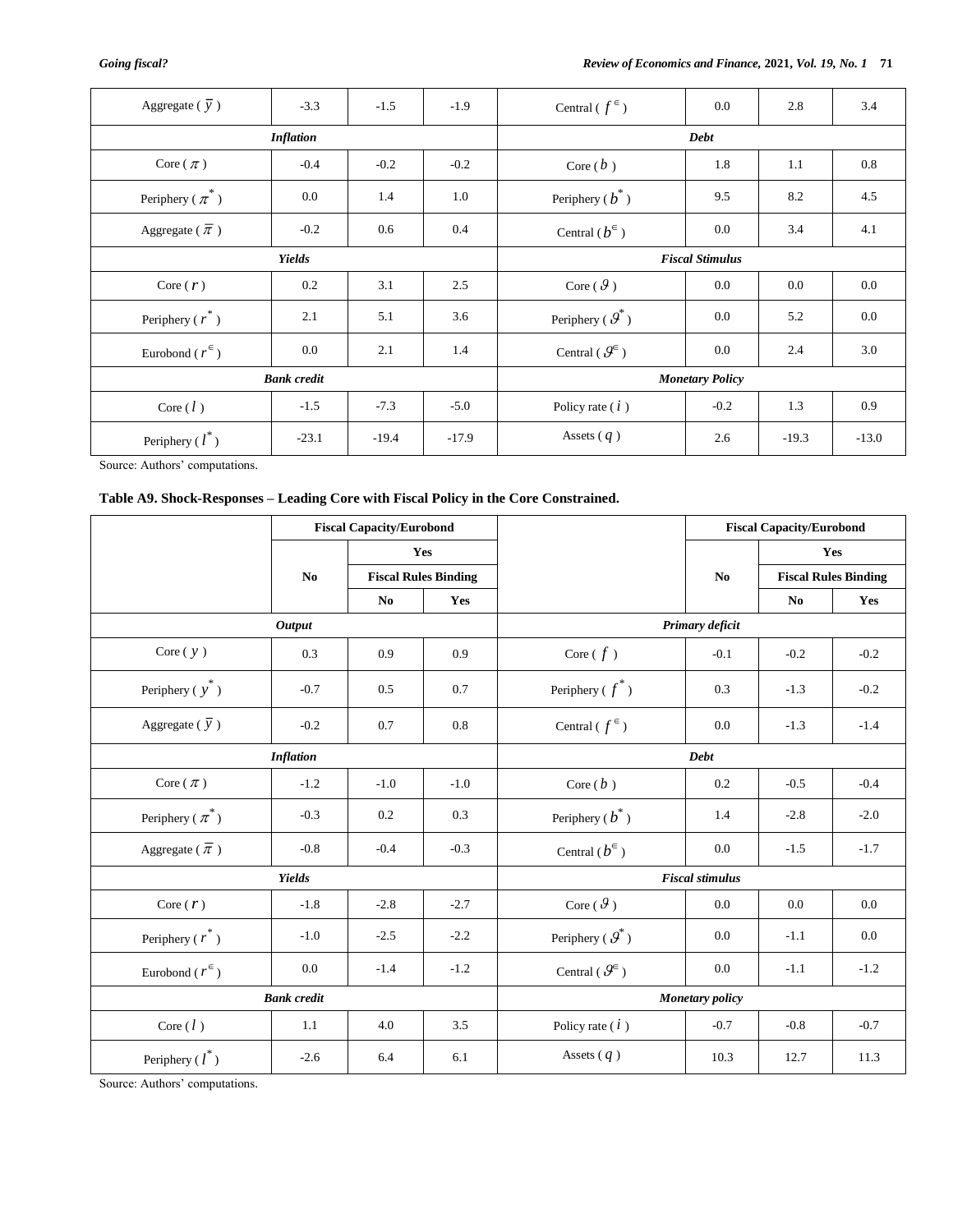| | | | | | | | |
|---|---|---|---|---|---|---|---|
| Aggregate ( $\bar{y}$ ) | -3.3 | -1.5 | -1.9 | Central ( $f^{\in}$ ) | 0.0 | 2.8 | 3.4 |
| ***Inflation*** | | | | ***Debt*** | | | |
| Core ( $\pi$ ) | -0.4 | -0.2 | -0.2 | Core ( $b$ ) | 1.8 | 1.1 | 0.8 |
| Periphery ( $\pi^*$ ) | 0.0 | 1.4 | 1.0 | Periphery ( $b^*$ ) | 9.5 | 8.2 | 4.5 |
| Aggregate ( $\bar{\pi}$ ) | -0.2 | 0.6 | 0.4 | Central ( $b^{\in}$ ) | 0.0 | 3.4 | 4.1 |
| ***Yields*** | | | | ***Fiscal Stimulus*** | | | |
| Core ( $r$ ) | 0.2 | 3.1 | 2.5 | Core ( $\vartheta$ ) | 0.0 | 0.0 | 0.0 |
| Periphery ( $r^*$ ) | 2.1 | 5.1 | 3.6 | Periphery ( $\vartheta^*$ ) | 0.0 | 5.2 | 0.0 |
| Eurobond ( $r^{\in}$ ) | 0.0 | 2.1 | 1.4 | Central ( $\vartheta^{\in}$ ) | 0.0 | 2.4 | 3.0 |
| ***Bank credit*** | | | | ***Monetary Policy*** | | | |
| Core ( $l$ ) | -1.5 | -7.3 | -5.0 | Policy rate ( $i$ ) | -0.2 | 1.3 | 0.9 |
| Periphery ( $l^*$ ) | -23.1 | -19.4 | -17.9 | Assets ( $q$ ) | 2.6 | -19.3 | -13.0 |

Source: Authors' computations.

**Table A9. Shock-Responses – Leading Core with Fiscal Policy in the Core Constrained.**

| | Fiscal Capacity/Eurobond | | | | Fiscal Capacity/Eurobond | | |
|---|---|---|---|---|---|---|---|
| | No | Yes | | | No | Yes | |
| | | Fiscal Rules Binding | | | | Fiscal Rules Binding | |
| | | No | Yes | | | No | Yes |
| ***Output*** | | | | ***Primary deficit*** | | | |
| Core ( $y$ ) | 0.3 | 0.9 | 0.9 | Core ( $f$ ) | -0.1 | -0.2 | -0.2 |
| Periphery ( $y^*$ ) | -0.7 | 0.5 | 0.7 | Periphery ( $f^*$ ) | 0.3 | -1.3 | -0.2 |
| Aggregate ( $\bar{y}$ ) | -0.2 | 0.7 | 0.8 | Central ( $f^{\in}$ ) | 0.0 | -1.3 | -1.4 |
| ***Inflation*** | | | | ***Debt*** | | | |
| Core ( $\pi$ ) | -1.2 | -1.0 | -1.0 | Core ( $b$ ) | 0.2 | -0.5 | -0.4 |
| Periphery ( $\pi^*$ ) | -0.3 | 0.2 | 0.3 | Periphery ( $b^*$ ) | 1.4 | -2.8 | -2.0 |
| Aggregate ( $\bar{\pi}$ ) | -0.8 | -0.4 | -0.3 | Central ( $b^{\in}$ ) | 0.0 | -1.5 | -1.7 |
| ***Yields*** | | | | ***Fiscal stimulus*** | | | |
| Core ( $r$ ) | -1.8 | -2.8 | -2.7 | Core ( $\vartheta$ ) | 0.0 | 0.0 | 0.0 |
| Periphery ( $r^*$ ) | -1.0 | -2.5 | -2.2 | Periphery ( $\vartheta^*$ ) | 0.0 | -1.1 | 0.0 |
| Eurobond ( $r^{\in}$ ) | 0.0 | -1.4 | -1.2 | Central ( $\vartheta^{\in}$ ) | 0.0 | -1.1 | -1.2 |
| ***Bank credit*** | | | | ***Monetary policy*** | | | |
| Core ( $l$ ) | 1.1 | 4.0 | 3.5 | Policy rate ( $i$ ) | -0.7 | -0.8 | -0.7 |
| Periphery ( $l^*$ ) | -2.6 | 6.4 | 6.1 | Assets ( $q$ ) | 10.3 | 12.7 | 11.3 |

Source: Authors' computations.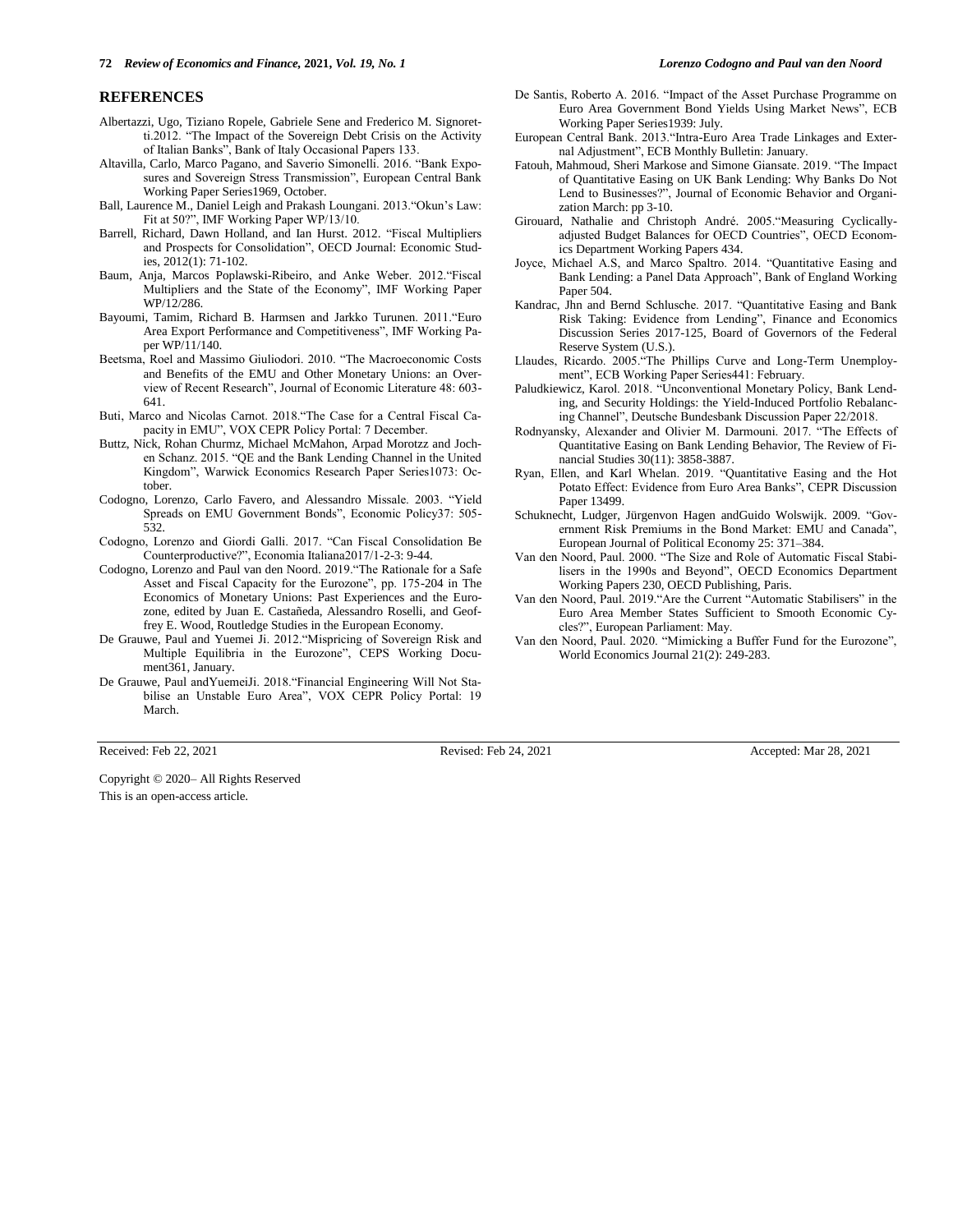## REFERENCES

Albertazzi, Ugo, Tiziano Ropele, Gabriele Sene and Frederico M. Signoretti.2012. "The Impact of the Sovereign Debt Crisis on the Activity of Italian Banks", Bank of Italy Occasional Papers 133.

Altavilla, Carlo, Marco Pagano, and Saverio Simonelli. 2016. "Bank Exposures and Sovereign Stress Transmission", European Central Bank Working Paper Series1969, October.

Ball, Laurence M., Daniel Leigh and Prakash Loungani. 2013."Okun's Law: Fit at 50?", IMF Working Paper WP/13/10.

Barrell, Richard, Dawn Holland, and Ian Hurst. 2012. "Fiscal Multipliers and Prospects for Consolidation", OECD Journal: Economic Studies, 2012(1): 71-102.

Baum, Anja, Marcos Poplawski-Ribeiro, and Anke Weber. 2012."Fiscal Multipliers and the State of the Economy", IMF Working Paper WP/12/286.

Bayoumi, Tamim, Richard B. Harmsen and Jarkko Turunen. 2011."Euro Area Export Performance and Competitiveness", IMF Working Paper WP/11/140.

Beetsma, Roel and Massimo Giuliodori. 2010. "The Macroeconomic Costs and Benefits of the EMU and Other Monetary Unions: an Overview of Recent Research", Journal of Economic Literature 48: 603-641.

Buti, Marco and Nicolas Carnot. 2018."The Case for a Central Fiscal Capacity in EMU", VOX CEPR Policy Portal: 7 December.

Buttz, Nick, Rohan Churmz, Michael McMahon, Arpad Morotzz and Jochen Schanz. 2015. "QE and the Bank Lending Channel in the United Kingdom", Warwick Economics Research Paper Series1073: October.

Codogno, Lorenzo, Carlo Favero, and Alessandro Missale. 2003. "Yield Spreads on EMU Government Bonds", Economic Policy37: 505-532.

Codogno, Lorenzo and Giordi Galli. 2017. "Can Fiscal Consolidation Be Counterproductive?", Economia Italiana2017/1-2-3: 9-44.

Codogno, Lorenzo and Paul van den Noord. 2019."The Rationale for a Safe Asset and Fiscal Capacity for the Eurozone", pp. 175-204 in The Economics of Monetary Unions: Past Experiences and the Eurozone, edited by Juan E. Castañeda, Alessandro Roselli, and Geoffrey E. Wood, Routledge Studies in the European Economy.

De Grauwe, Paul and Yuemei Ji. 2012."Mispricing of Sovereign Risk and Multiple Equilibria in the Eurozone", CEPS Working Document361, January.

De Grauwe, Paul andYuemeiJi. 2018."Financial Engineering Will Not Stabilise an Unstable Euro Area", VOX CEPR Policy Portal: 19 March.

De Santis, Roberto A. 2016. "Impact of the Asset Purchase Programme on Euro Area Government Bond Yields Using Market News", ECB Working Paper Series1939: July.

European Central Bank. 2013."Intra-Euro Area Trade Linkages and External Adjustment", ECB Monthly Bulletin: January.

Fatouh, Mahmoud, Sheri Markose and Simone Giansate. 2019. "The Impact of Quantitative Easing on UK Bank Lending: Why Banks Do Not Lend to Businesses?", Journal of Economic Behavior and Organization March: pp 3-10.

Girouard, Nathalie and Christoph André. 2005."Measuring Cyclically-adjusted Budget Balances for OECD Countries", OECD Economics Department Working Papers 434.

Joyce, Michael A.S, and Marco Spaltro. 2014. "Quantitative Easing and Bank Lending: a Panel Data Approach", Bank of England Working Paper 504.

Kandrac, Jhn and Bernd Schlusche. 2017. "Quantitative Easing and Bank Risk Taking: Evidence from Lending", Finance and Economics Discussion Series 2017-125, Board of Governors of the Federal Reserve System (U.S.).

Llaudes, Ricardo. 2005."The Phillips Curve and Long-Term Unemployment", ECB Working Paper Series441: February.

Paludkiewicz, Karol. 2018. "Unconventional Monetary Policy, Bank Lending, and Security Holdings: the Yield-Induced Portfolio Rebalancing Channel", Deutsche Bundesbank Discussion Paper 22/2018.

Rodnyansky, Alexander and Olivier M. Darmouni. 2017. "The Effects of Quantitative Easing on Bank Lending Behavior, The Review of Financial Studies 30(11): 3858-3887.

Ryan, Ellen, and Karl Whelan. 2019. "Quantitative Easing and the Hot Potato Effect: Evidence from Euro Area Banks", CEPR Discussion Paper 13499.

Schuknecht, Ludger, Jürgenvon Hagen andGuido Wolswijk. 2009. "Government Risk Premiums in the Bond Market: EMU and Canada", European Journal of Political Economy 25: 371–384.

Van den Noord, Paul. 2000. "The Size and Role of Automatic Fiscal Stabilisers in the 1990s and Beyond", OECD Economics Department Working Papers 230, OECD Publishing, Paris.

Van den Noord, Paul. 2019."Are the Current "Automatic Stabilisers" in the Euro Area Member States Sufficient to Smooth Economic Cycles?", European Parliament: May.

Van den Noord, Paul. 2020. "Mimicking a Buffer Fund for the Eurozone", World Economics Journal 21(2): 249-283.

Received: Feb 22, 2021 Revised: Feb 24, 2021 Accepted: Mar 28, 2021

Copyright © 2020– All Rights Reserved
This is an open-access article.